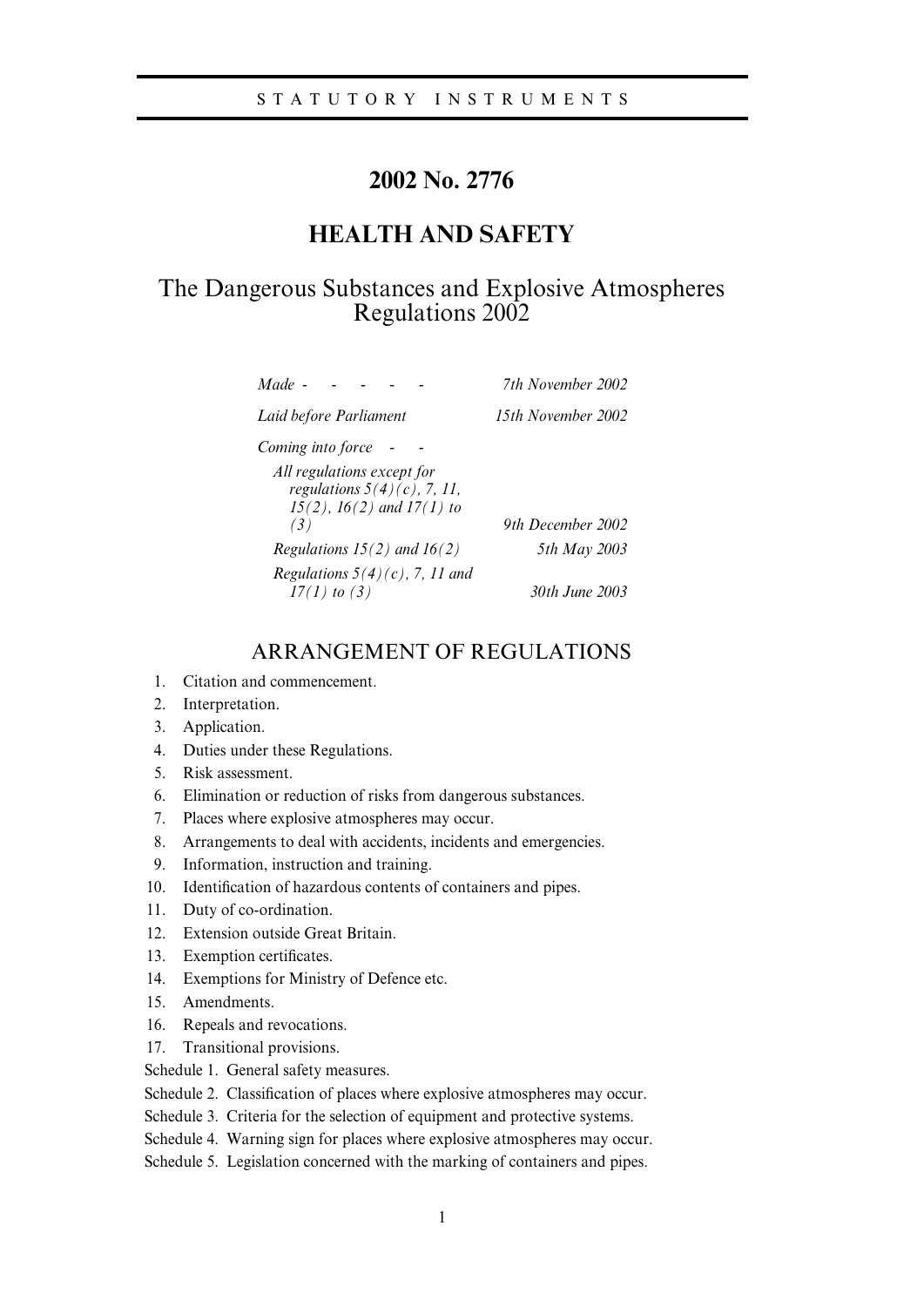STATUTORY INSTRUMENTS

# 2002 No. 2776

## HEALTH AND SAFETY

## The Dangerous Substances and Explosive Atmospheres Regulations 2002

| | |
|---|---|
| *Made* | *7th November 2002* |
| *Laid before Parliament* | *15th November 2002* |
| *Coming into force* | |
| *All regulations except for regulations 5(4)(c), 7, 11, 15(2), 16(2) and 17(1) to (3)* | *9th December 2002* |
| *Regulations 15(2) and 16(2)* | *5th May 2003* |
| *Regulations 5(4)(c), 7, 11 and 17(1) to (3)* | *30th June 2003* |

## ARRANGEMENT OF REGULATIONS

1. Citation and commencement.
2. Interpretation.
3. Application.
4. Duties under these Regulations.
5. Risk assessment.
6. Elimination or reduction of risks from dangerous substances.
7. Places where explosive atmospheres may occur.
8. Arrangements to deal with accidents, incidents and emergencies.
9. Information, instruction and training.
10. Identification of hazardous contents of containers and pipes.
11. Duty of co-ordination.
12. Extension outside Great Britain.
13. Exemption certificates.
14. Exemptions for Ministry of Defence etc.
15. Amendments.
16. Repeals and revocations.
17. Transitional provisions.

Schedule 1. General safety measures.

Schedule 2. Classification of places where explosive atmospheres may occur.

Schedule 3. Criteria for the selection of equipment and protective systems.

Schedule 4. Warning sign for places where explosive atmospheres may occur.

Schedule 5. Legislation concerned with the marking of containers and pipes.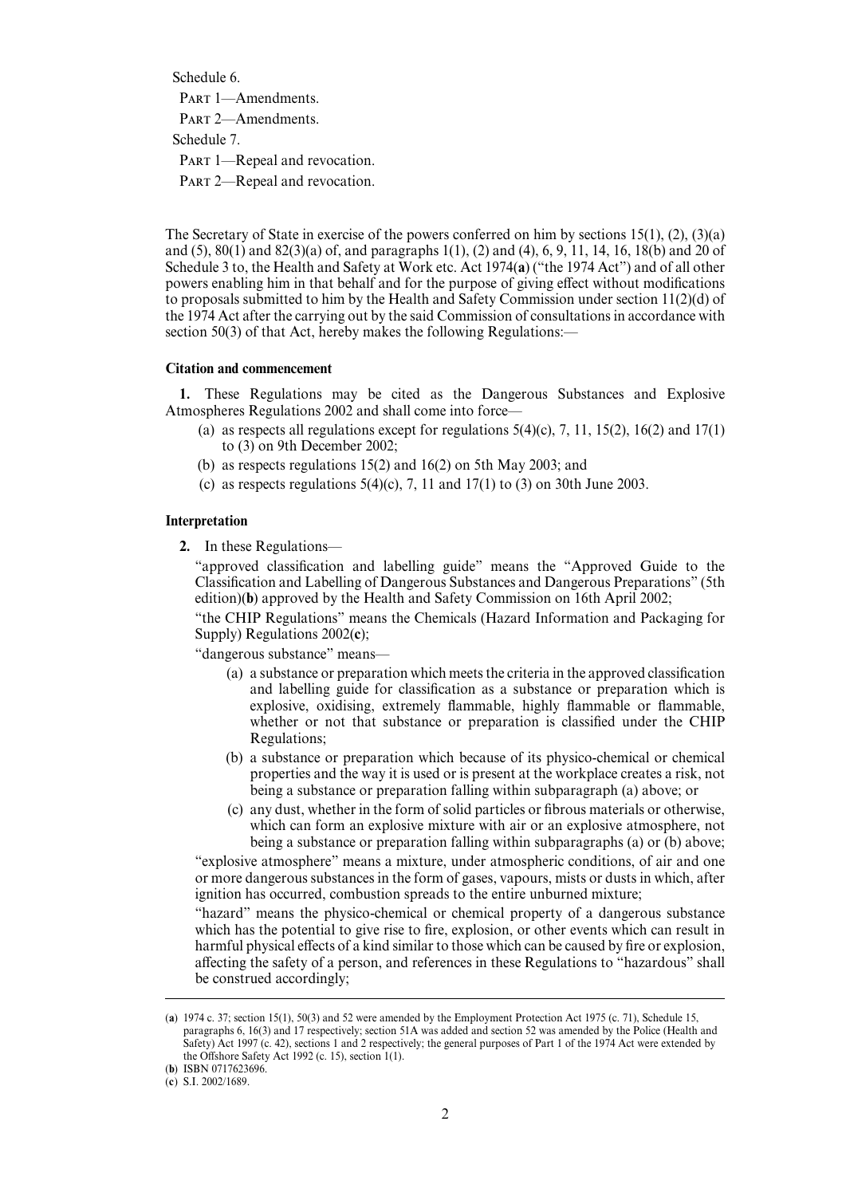Schedule 6.

PART 1—Amendments.

PART 2—Amendments.

Schedule 7.

PART 1—Repeal and revocation.

PART 2—Repeal and revocation.

The Secretary of State in exercise of the powers conferred on him by sections 15(1), (2), (3)(a) and (5), 80(1) and 82(3)(a) of, and paragraphs 1(1), (2) and (4), 6, 9, 11, 14, 16, 18(b) and 20 of Schedule 3 to, the Health and Safety at Work etc. Act 1974(**a**) ("the 1974 Act") and of all other powers enabling him in that behalf and for the purpose of giving effect without modifications to proposals submitted to him by the Health and Safety Commission under section 11(2)(d) of the 1974 Act after the carrying out by the said Commission of consultations in accordance with section 50(3) of that Act, hereby makes the following Regulations:—

### Citation and commencement

**1.** These Regulations may be cited as the Dangerous Substances and Explosive Atmospheres Regulations 2002 and shall come into force—

(a) as respects all regulations except for regulations 5(4)(c), 7, 11, 15(2), 16(2) and 17(1) to (3) on 9th December 2002;

(b) as respects regulations 15(2) and 16(2) on 5th May 2003; and

(c) as respects regulations 5(4)(c), 7, 11 and 17(1) to (3) on 30th June 2003.

### Interpretation

**2.** In these Regulations—

"approved classification and labelling guide" means the "Approved Guide to the Classification and Labelling of Dangerous Substances and Dangerous Preparations" (5th edition)(**b**) approved by the Health and Safety Commission on 16th April 2002;

"the CHIP Regulations" means the Chemicals (Hazard Information and Packaging for Supply) Regulations 2002(**c**);

"dangerous substance" means—

(a) a substance or preparation which meets the criteria in the approved classification and labelling guide for classification as a substance or preparation which is explosive, oxidising, extremely flammable, highly flammable or flammable, whether or not that substance or preparation is classified under the CHIP Regulations;

(b) a substance or preparation which because of its physico-chemical or chemical properties and the way it is used or is present at the workplace creates a risk, not being a substance or preparation falling within subparagraph (a) above; or

(c) any dust, whether in the form of solid particles or fibrous materials or otherwise, which can form an explosive mixture with air or an explosive atmosphere, not being a substance or preparation falling within subparagraphs (a) or (b) above;

"explosive atmosphere" means a mixture, under atmospheric conditions, of air and one or more dangerous substances in the form of gases, vapours, mists or dusts in which, after ignition has occurred, combustion spreads to the entire unburned mixture;

"hazard" means the physico-chemical or chemical property of a dangerous substance which has the potential to give rise to fire, explosion, or other events which can result in harmful physical effects of a kind similar to those which can be caused by fire or explosion, affecting the safety of a person, and references in these Regulations to "hazardous" shall be construed accordingly;

---

(**a**) 1974 c. 37; section 15(1), 50(3) and 52 were amended by the Employment Protection Act 1975 (c. 71), Schedule 15, paragraphs 6, 16(3) and 17 respectively; section 51A was added and section 52 was amended by the Police (Health and Safety) Act 1997 (c. 42), sections 1 and 2 respectively; the general purposes of Part 1 of the 1974 Act were extended by the Offshore Safety Act 1992 (c. 15), section 1(1).

(**b**) ISBN 0717623696.

(**c**) S.I. 2002/1689.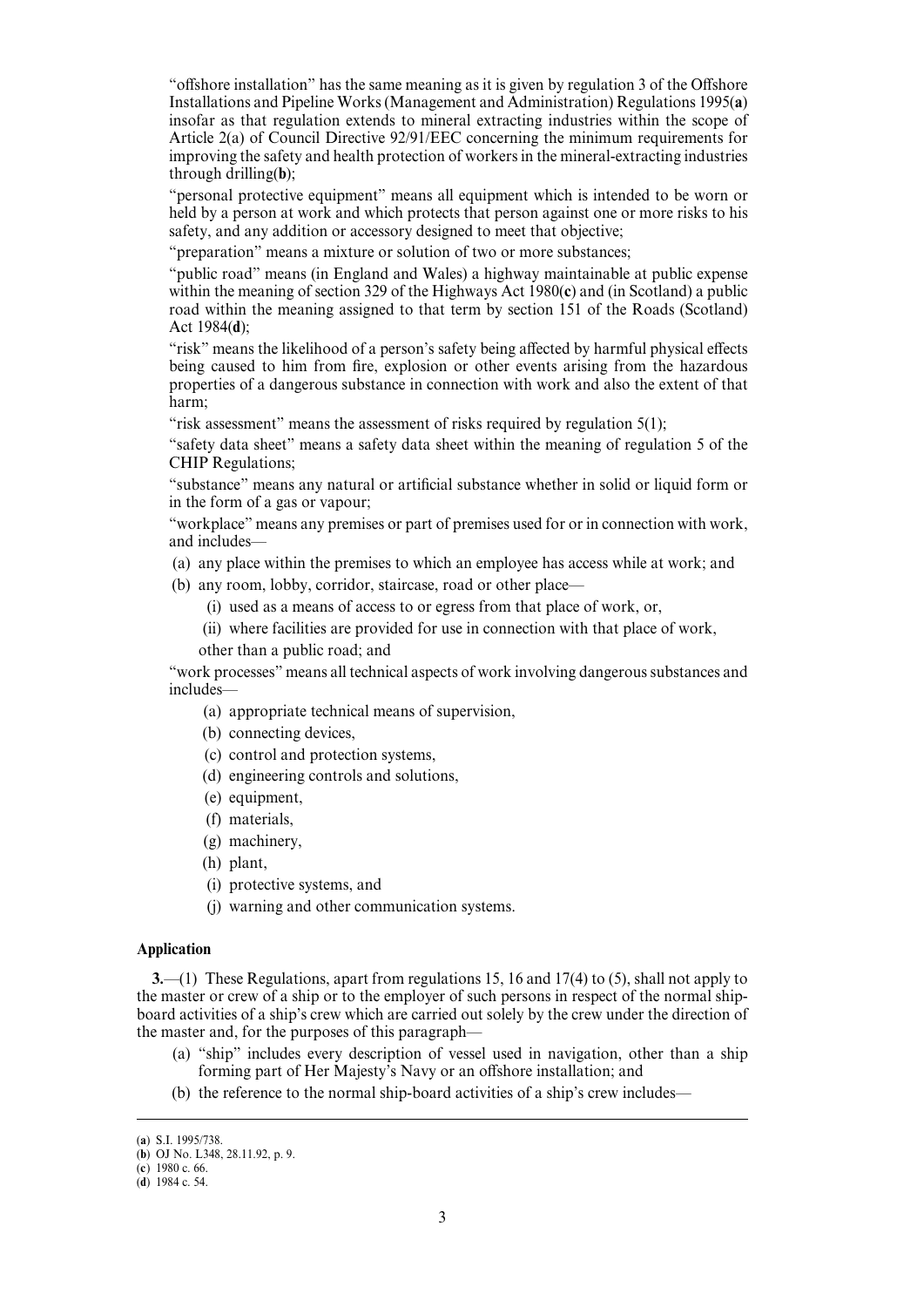"offshore installation" has the same meaning as it is given by regulation 3 of the Offshore Installations and Pipeline Works (Management and Administration) Regulations 1995(**a**) insofar as that regulation extends to mineral extracting industries within the scope of Article 2(a) of Council Directive 92/91/EEC concerning the minimum requirements for improving the safety and health protection of workers in the mineral-extracting industries through drilling(**b**);

"personal protective equipment" means all equipment which is intended to be worn or held by a person at work and which protects that person against one or more risks to his safety, and any addition or accessory designed to meet that objective;

"preparation" means a mixture or solution of two or more substances;

"public road" means (in England and Wales) a highway maintainable at public expense within the meaning of section 329 of the Highways Act 1980(**c**) and (in Scotland) a public road within the meaning assigned to that term by section 151 of the Roads (Scotland) Act 1984(**d**);

"risk" means the likelihood of a person's safety being affected by harmful physical effects being caused to him from fire, explosion or other events arising from the hazardous properties of a dangerous substance in connection with work and also the extent of that harm;

"risk assessment" means the assessment of risks required by regulation 5(1);

"safety data sheet" means a safety data sheet within the meaning of regulation 5 of the CHIP Regulations;

"substance" means any natural or artificial substance whether in solid or liquid form or in the form of a gas or vapour;

"workplace" means any premises or part of premises used for or in connection with work, and includes—

(a) any place within the premises to which an employee has access while at work; and

(b) any room, lobby, corridor, staircase, road or other place—

(i) used as a means of access to or egress from that place of work, or,

(ii) where facilities are provided for use in connection with that place of work,

other than a public road; and

"work processes" means all technical aspects of work involving dangerous substances and includes—

(a) appropriate technical means of supervision,

(b) connecting devices,

(c) control and protection systems,

(d) engineering controls and solutions,

(e) equipment,

(f) materials,

(g) machinery,

(h) plant,

(i) protective systems, and

(j) warning and other communication systems.

### Application

**3.**—(1) These Regulations, apart from regulations 15, 16 and 17(4) to (5), shall not apply to the master or crew of a ship or to the employer of such persons in respect of the normal ship-board activities of a ship's crew which are carried out solely by the crew under the direction of the master and, for the purposes of this paragraph—

(a) "ship" includes every description of vessel used in navigation, other than a ship forming part of Her Majesty's Navy or an offshore installation; and

(b) the reference to the normal ship-board activities of a ship's crew includes—

---

(**a**) S.I. 1995/738.

(**b**) OJ No. L348, 28.11.92, p. 9.

(**c**) 1980 c. 66.

(**d**) 1984 c. 54.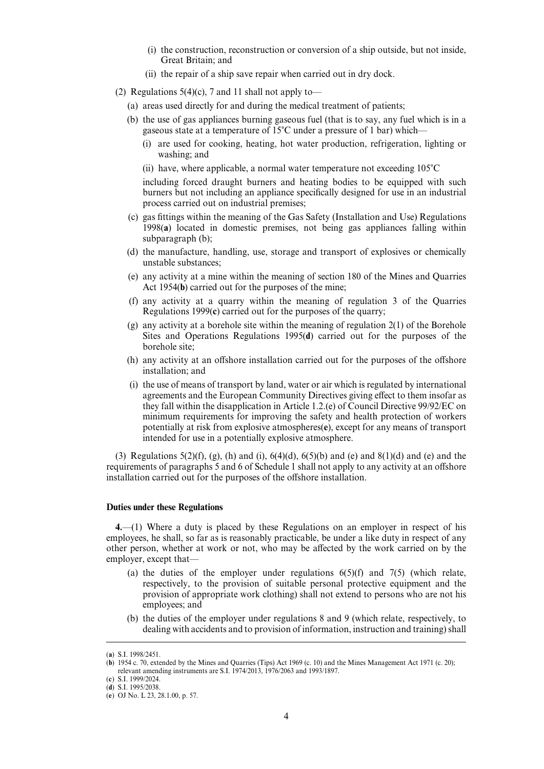(i) the construction, reconstruction or conversion of a ship outside, but not inside, Great Britain; and

(ii) the repair of a ship save repair when carried out in dry dock.

(2) Regulations 5(4)(c), 7 and 11 shall not apply to—

(a) areas used directly for and during the medical treatment of patients;

(b) the use of gas appliances burning gaseous fuel (that is to say, any fuel which is in a gaseous state at a temperature of 15°C under a pressure of 1 bar) which—

(i) are used for cooking, heating, hot water production, refrigeration, lighting or washing; and

(ii) have, where applicable, a normal water temperature not exceeding 105°C

including forced draught burners and heating bodies to be equipped with such burners but not including an appliance specifically designed for use in an industrial process carried out on industrial premises;

(c) gas fittings within the meaning of the Gas Safety (Installation and Use) Regulations 1998(**a**) located in domestic premises, not being gas appliances falling within subparagraph (b);

(d) the manufacture, handling, use, storage and transport of explosives or chemically unstable substances;

(e) any activity at a mine within the meaning of section 180 of the Mines and Quarries Act 1954(**b**) carried out for the purposes of the mine;

(f) any activity at a quarry within the meaning of regulation 3 of the Quarries Regulations 1999(**c**) carried out for the purposes of the quarry;

(g) any activity at a borehole site within the meaning of regulation 2(1) of the Borehole Sites and Operations Regulations 1995(**d**) carried out for the purposes of the borehole site;

(h) any activity at an offshore installation carried out for the purposes of the offshore installation; and

(i) the use of means of transport by land, water or air which is regulated by international agreements and the European Community Directives giving effect to them insofar as they fall within the disapplication in Article 1.2.(e) of Council Directive 99/92/EC on minimum requirements for improving the safety and health protection of workers potentially at risk from explosive atmospheres(**e**), except for any means of transport intended for use in a potentially explosive atmosphere.

(3) Regulations 5(2)(f), (g), (h) and (i), 6(4)(d), 6(5)(b) and (e) and 8(1)(d) and (e) and the requirements of paragraphs 5 and 6 of Schedule 1 shall not apply to any activity at an offshore installation carried out for the purposes of the offshore installation.

**Duties under these Regulations**

**4.**—(1) Where a duty is placed by these Regulations on an employer in respect of his employees, he shall, so far as is reasonably practicable, be under a like duty in respect of any other person, whether at work or not, who may be affected by the work carried on by the employer, except that—

(a) the duties of the employer under regulations 6(5)(f) and 7(5) (which relate, respectively, to the provision of suitable personal protective equipment and the provision of appropriate work clothing) shall not extend to persons who are not his employees; and

(b) the duties of the employer under regulations 8 and 9 (which relate, respectively, to dealing with accidents and to provision of information, instruction and training) shall

---

(**a**) S.I. 1998/2451.
(**b**) 1954 c. 70, extended by the Mines and Quarries (Tips) Act 1969 (c. 10) and the Mines Management Act 1971 (c. 20); relevant amending instruments are S.I. 1974/2013, 1976/2063 and 1993/1897.
(**c**) S.I. 1999/2024.
(**d**) S.I. 1995/2038.
(**e**) OJ No. L 23, 28.1.00, p. 57.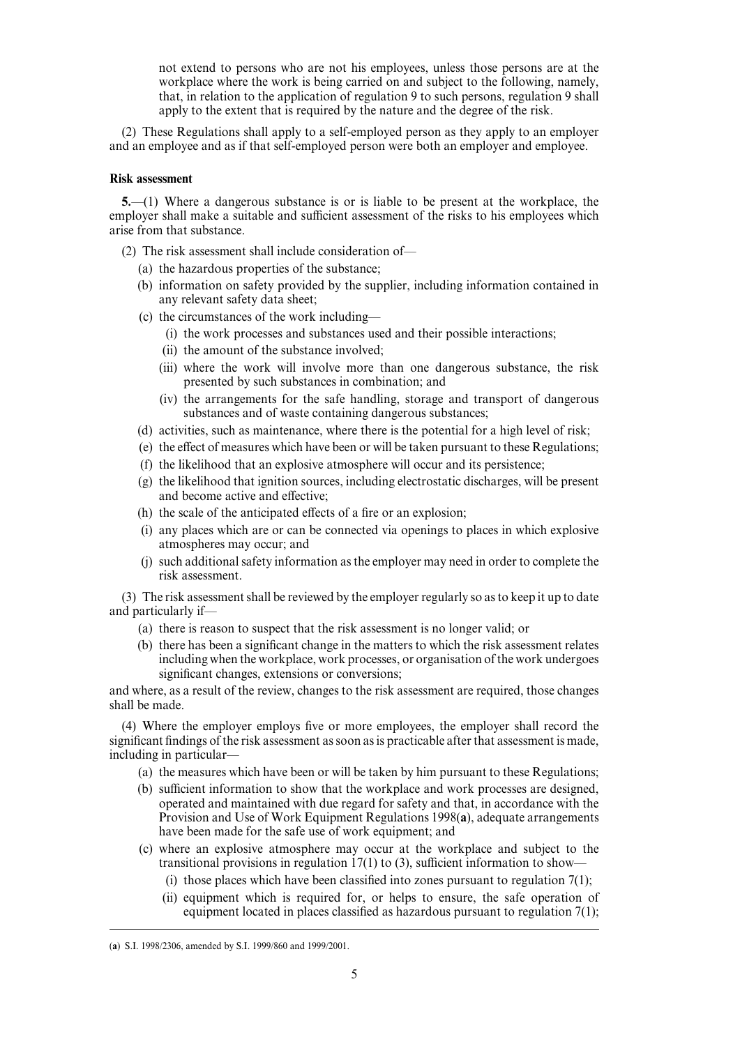not extend to persons who are not his employees, unless those persons are at the workplace where the work is being carried on and subject to the following, namely, that, in relation to the application of regulation 9 to such persons, regulation 9 shall apply to the extent that is required by the nature and the degree of the risk.

(2) These Regulations shall apply to a self-employed person as they apply to an employer and an employee and as if that self-employed person were both an employer and employee.

**Risk assessment**

**5.**—(1) Where a dangerous substance is or is liable to be present at the workplace, the employer shall make a suitable and sufficient assessment of the risks to his employees which arise from that substance.

(2) The risk assessment shall include consideration of—

- (a) the hazardous properties of the substance;
- (b) information on safety provided by the supplier, including information contained in any relevant safety data sheet;
- (c) the circumstances of the work including—
  - (i) the work processes and substances used and their possible interactions;
  - (ii) the amount of the substance involved;
  - (iii) where the work will involve more than one dangerous substance, the risk presented by such substances in combination; and
  - (iv) the arrangements for the safe handling, storage and transport of dangerous substances and of waste containing dangerous substances;
- (d) activities, such as maintenance, where there is the potential for a high level of risk;
- (e) the effect of measures which have been or will be taken pursuant to these Regulations;
- (f) the likelihood that an explosive atmosphere will occur and its persistence;
- (g) the likelihood that ignition sources, including electrostatic discharges, will be present and become active and effective;
- (h) the scale of the anticipated effects of a fire or an explosion;
- (i) any places which are or can be connected via openings to places in which explosive atmospheres may occur; and
- (j) such additional safety information as the employer may need in order to complete the risk assessment.

(3) The risk assessment shall be reviewed by the employer regularly so as to keep it up to date and particularly if—

- (a) there is reason to suspect that the risk assessment is no longer valid; or
- (b) there has been a significant change in the matters to which the risk assessment relates including when the workplace, work processes, or organisation of the work undergoes significant changes, extensions or conversions;

and where, as a result of the review, changes to the risk assessment are required, those changes shall be made.

(4) Where the employer employs five or more employees, the employer shall record the significant findings of the risk assessment as soon as is practicable after that assessment is made, including in particular—

- (a) the measures which have been or will be taken by him pursuant to these Regulations;
- (b) sufficient information to show that the workplace and work processes are designed, operated and maintained with due regard for safety and that, in accordance with the Provision and Use of Work Equipment Regulations 1998(**a**), adequate arrangements have been made for the safe use of work equipment; and
- (c) where an explosive atmosphere may occur at the workplace and subject to the transitional provisions in regulation 17(1) to (3), sufficient information to show—
  - (i) those places which have been classified into zones pursuant to regulation 7(1);
  - (ii) equipment which is required for, or helps to ensure, the safe operation of equipment located in places classified as hazardous pursuant to regulation 7(1);

(**a**) S.I. 1998/2306, amended by S.I. 1999/860 and 1999/2001.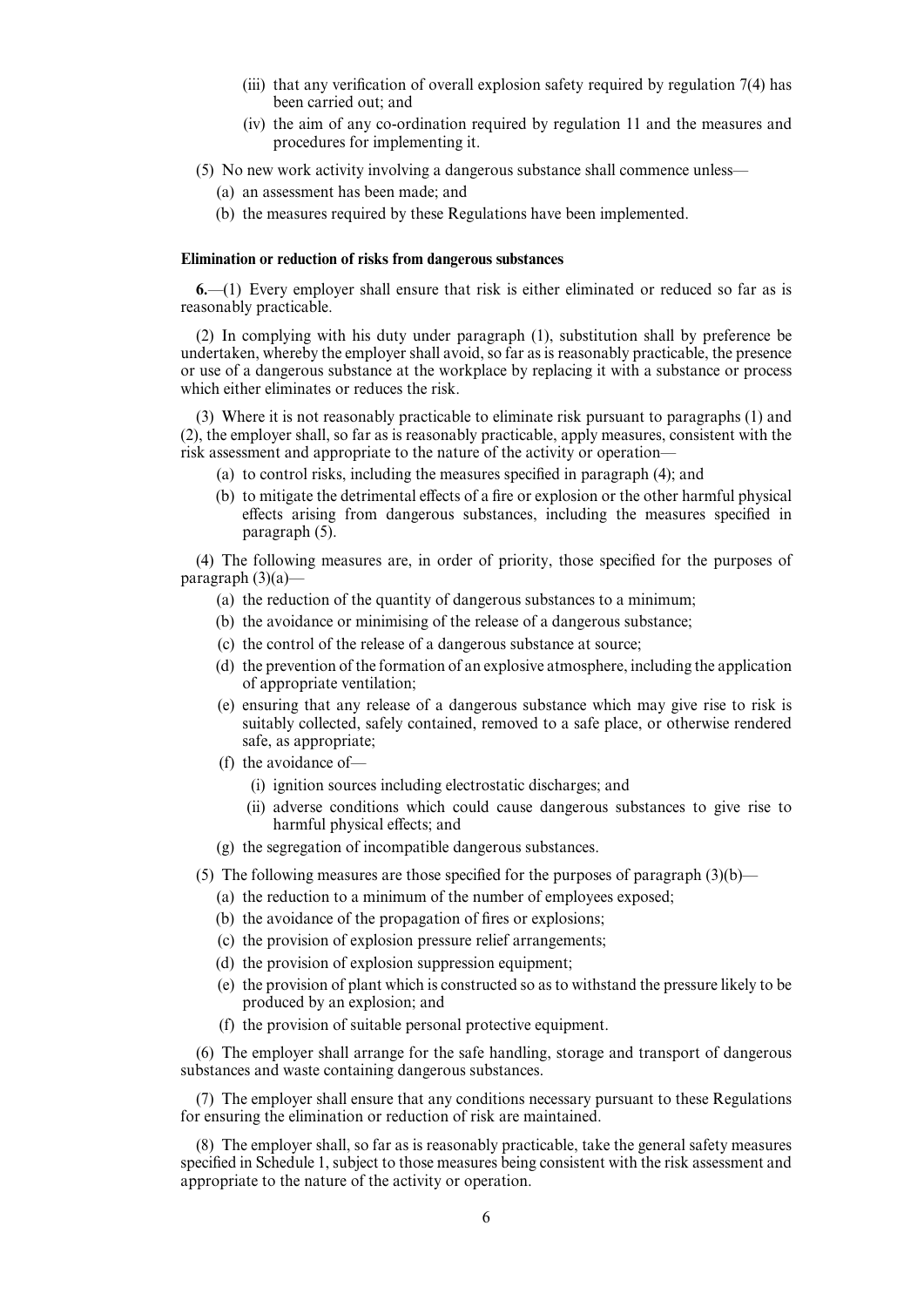(iii) that any verification of overall explosion safety required by regulation 7(4) has been carried out; and

(iv) the aim of any co-ordination required by regulation 11 and the measures and procedures for implementing it.

(5) No new work activity involving a dangerous substance shall commence unless—

(a) an assessment has been made; and

(b) the measures required by these Regulations have been implemented.

### Elimination or reduction of risks from dangerous substances

**6.**—(1) Every employer shall ensure that risk is either eliminated or reduced so far as is reasonably practicable.

(2) In complying with his duty under paragraph (1), substitution shall by preference be undertaken, whereby the employer shall avoid, so far as is reasonably practicable, the presence or use of a dangerous substance at the workplace by replacing it with a substance or process which either eliminates or reduces the risk.

(3) Where it is not reasonably practicable to eliminate risk pursuant to paragraphs (1) and (2), the employer shall, so far as is reasonably practicable, apply measures, consistent with the risk assessment and appropriate to the nature of the activity or operation—

(a) to control risks, including the measures specified in paragraph (4); and

(b) to mitigate the detrimental effects of a fire or explosion or the other harmful physical effects arising from dangerous substances, including the measures specified in paragraph (5).

(4) The following measures are, in order of priority, those specified for the purposes of paragraph (3)(a)—

(a) the reduction of the quantity of dangerous substances to a minimum;

(b) the avoidance or minimising of the release of a dangerous substance;

(c) the control of the release of a dangerous substance at source;

(d) the prevention of the formation of an explosive atmosphere, including the application of appropriate ventilation;

(e) ensuring that any release of a dangerous substance which may give rise to risk is suitably collected, safely contained, removed to a safe place, or otherwise rendered safe, as appropriate;

(f) the avoidance of—

(i) ignition sources including electrostatic discharges; and

(ii) adverse conditions which could cause dangerous substances to give rise to harmful physical effects; and

(g) the segregation of incompatible dangerous substances.

(5) The following measures are those specified for the purposes of paragraph (3)(b)—

(a) the reduction to a minimum of the number of employees exposed;

(b) the avoidance of the propagation of fires or explosions;

(c) the provision of explosion pressure relief arrangements;

(d) the provision of explosion suppression equipment;

(e) the provision of plant which is constructed so as to withstand the pressure likely to be produced by an explosion; and

(f) the provision of suitable personal protective equipment.

(6) The employer shall arrange for the safe handling, storage and transport of dangerous substances and waste containing dangerous substances.

(7) The employer shall ensure that any conditions necessary pursuant to these Regulations for ensuring the elimination or reduction of risk are maintained.

(8) The employer shall, so far as is reasonably practicable, take the general safety measures specified in Schedule 1, subject to those measures being consistent with the risk assessment and appropriate to the nature of the activity or operation.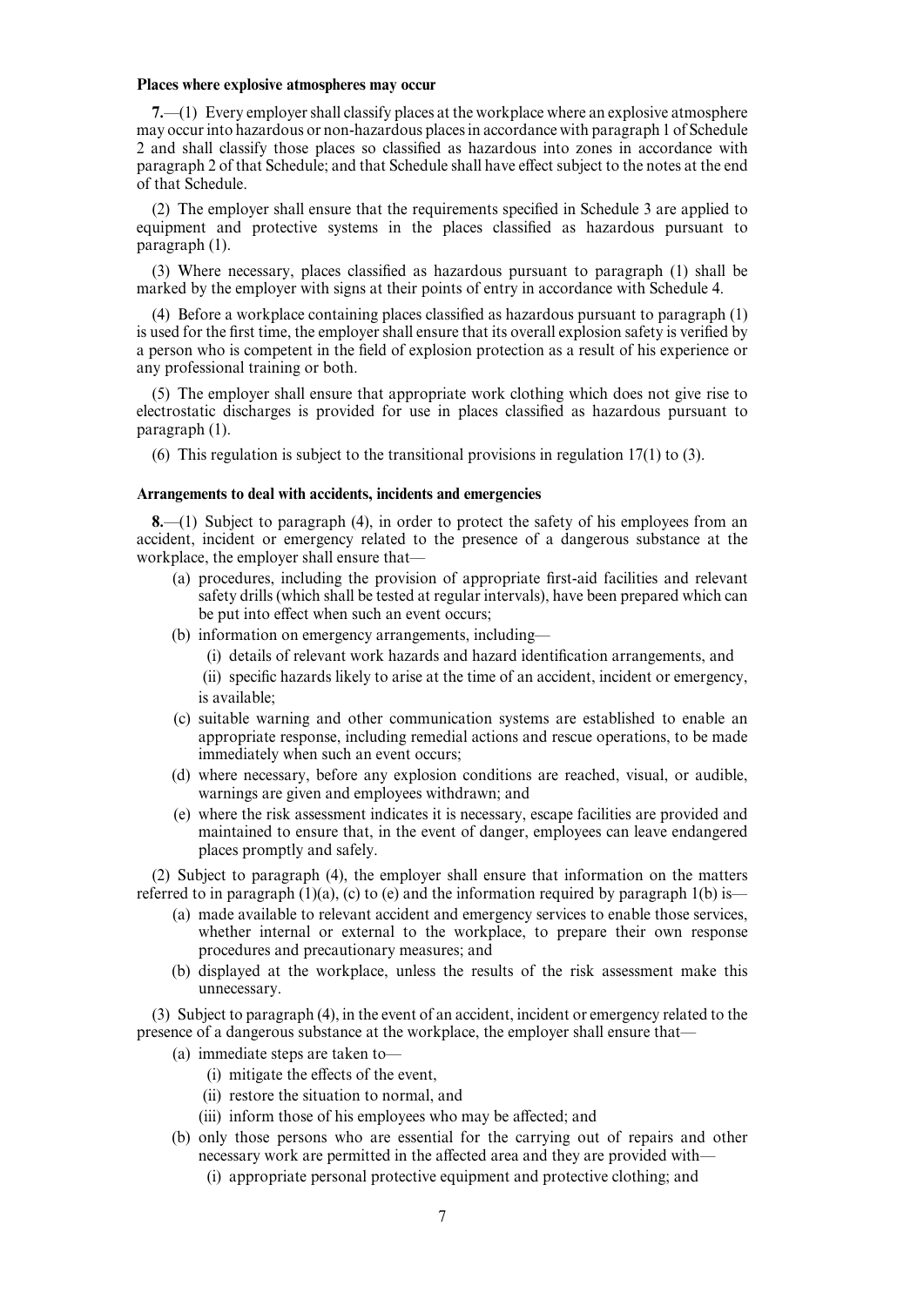**Places where explosive atmospheres may occur**

**7.**—(1) Every employer shall classify places at the workplace where an explosive atmosphere may occur into hazardous or non-hazardous places in accordance with paragraph 1 of Schedule 2 and shall classify those places so classified as hazardous into zones in accordance with paragraph 2 of that Schedule; and that Schedule shall have effect subject to the notes at the end of that Schedule.

(2) The employer shall ensure that the requirements specified in Schedule 3 are applied to equipment and protective systems in the places classified as hazardous pursuant to paragraph (1).

(3) Where necessary, places classified as hazardous pursuant to paragraph (1) shall be marked by the employer with signs at their points of entry in accordance with Schedule 4.

(4) Before a workplace containing places classified as hazardous pursuant to paragraph (1) is used for the first time, the employer shall ensure that its overall explosion safety is verified by a person who is competent in the field of explosion protection as a result of his experience or any professional training or both.

(5) The employer shall ensure that appropriate work clothing which does not give rise to electrostatic discharges is provided for use in places classified as hazardous pursuant to paragraph (1).

(6) This regulation is subject to the transitional provisions in regulation 17(1) to (3).

**Arrangements to deal with accidents, incidents and emergencies**

**8.**—(1) Subject to paragraph (4), in order to protect the safety of his employees from an accident, incident or emergency related to the presence of a dangerous substance at the workplace, the employer shall ensure that—

- (a) procedures, including the provision of appropriate first-aid facilities and relevant safety drills (which shall be tested at regular intervals), have been prepared which can be put into effect when such an event occurs;
- (b) information on emergency arrangements, including—
  - (i) details of relevant work hazards and hazard identification arrangements, and
  - (ii) specific hazards likely to arise at the time of an accident, incident or emergency,

  is available;
- (c) suitable warning and other communication systems are established to enable an appropriate response, including remedial actions and rescue operations, to be made immediately when such an event occurs;
- (d) where necessary, before any explosion conditions are reached, visual, or audible, warnings are given and employees withdrawn; and
- (e) where the risk assessment indicates it is necessary, escape facilities are provided and maintained to ensure that, in the event of danger, employees can leave endangered places promptly and safely.

(2) Subject to paragraph (4), the employer shall ensure that information on the matters referred to in paragraph (1)(a), (c) to (e) and the information required by paragraph 1(b) is—

- (a) made available to relevant accident and emergency services to enable those services, whether internal or external to the workplace, to prepare their own response procedures and precautionary measures; and
- (b) displayed at the workplace, unless the results of the risk assessment make this unnecessary.

(3) Subject to paragraph (4), in the event of an accident, incident or emergency related to the presence of a dangerous substance at the workplace, the employer shall ensure that—

- (a) immediate steps are taken to—
  - (i) mitigate the effects of the event,
  - (ii) restore the situation to normal, and
  - (iii) inform those of his employees who may be affected; and
- (b) only those persons who are essential for the carrying out of repairs and other necessary work are permitted in the affected area and they are provided with—
  - (i) appropriate personal protective equipment and protective clothing; and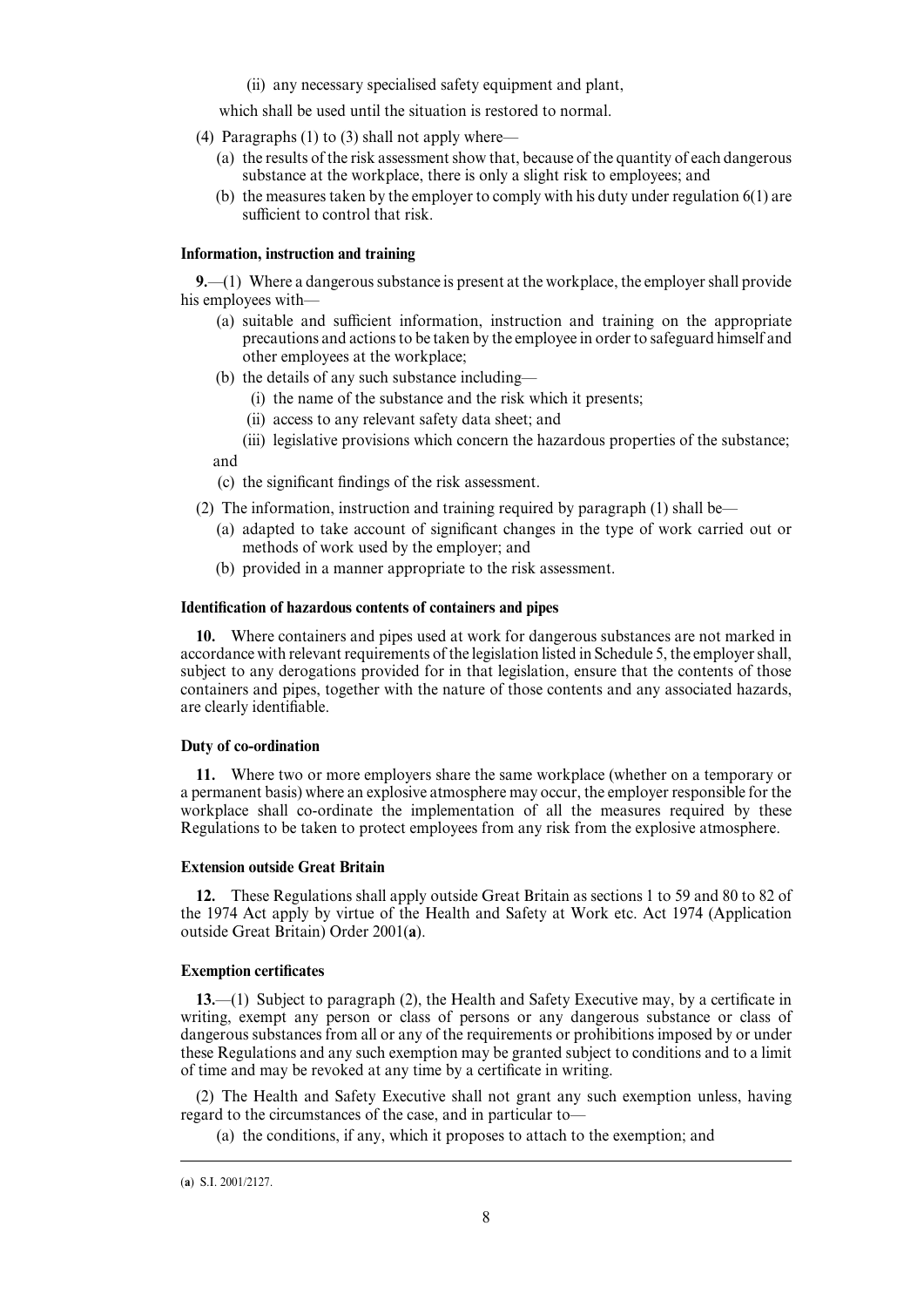(ii) any necessary specialised safety equipment and plant,

which shall be used until the situation is restored to normal.

(4) Paragraphs (1) to (3) shall not apply where—

(a) the results of the risk assessment show that, because of the quantity of each dangerous substance at the workplace, there is only a slight risk to employees; and

(b) the measures taken by the employer to comply with his duty under regulation 6(1) are sufficient to control that risk.

**Information, instruction and training**

**9.**—(1) Where a dangerous substance is present at the workplace, the employer shall provide his employees with—

(a) suitable and sufficient information, instruction and training on the appropriate precautions and actions to be taken by the employee in order to safeguard himself and other employees at the workplace;

(b) the details of any such substance including—

(i) the name of the substance and the risk which it presents;

(ii) access to any relevant safety data sheet; and

(iii) legislative provisions which concern the hazardous properties of the substance;

and

(c) the significant findings of the risk assessment.

(2) The information, instruction and training required by paragraph (1) shall be—

(a) adapted to take account of significant changes in the type of work carried out or methods of work used by the employer; and

(b) provided in a manner appropriate to the risk assessment.

**Identification of hazardous contents of containers and pipes**

**10.** Where containers and pipes used at work for dangerous substances are not marked in accordance with relevant requirements of the legislation listed in Schedule 5, the employer shall, subject to any derogations provided for in that legislation, ensure that the contents of those containers and pipes, together with the nature of those contents and any associated hazards, are clearly identifiable.

**Duty of co-ordination**

**11.** Where two or more employers share the same workplace (whether on a temporary or a permanent basis) where an explosive atmosphere may occur, the employer responsible for the workplace shall co-ordinate the implementation of all the measures required by these Regulations to be taken to protect employees from any risk from the explosive atmosphere.

**Extension outside Great Britain**

**12.** These Regulations shall apply outside Great Britain as sections 1 to 59 and 80 to 82 of the 1974 Act apply by virtue of the Health and Safety at Work etc. Act 1974 (Application outside Great Britain) Order 2001(**a**).

**Exemption certificates**

**13.**—(1) Subject to paragraph (2), the Health and Safety Executive may, by a certificate in writing, exempt any person or class of persons or any dangerous substance or class of dangerous substances from all or any of the requirements or prohibitions imposed by or under these Regulations and any such exemption may be granted subject to conditions and to a limit of time and may be revoked at any time by a certificate in writing.

(2) The Health and Safety Executive shall not grant any such exemption unless, having regard to the circumstances of the case, and in particular to—

(a) the conditions, if any, which it proposes to attach to the exemption; and

---

(**a**) S.I. 2001/2127.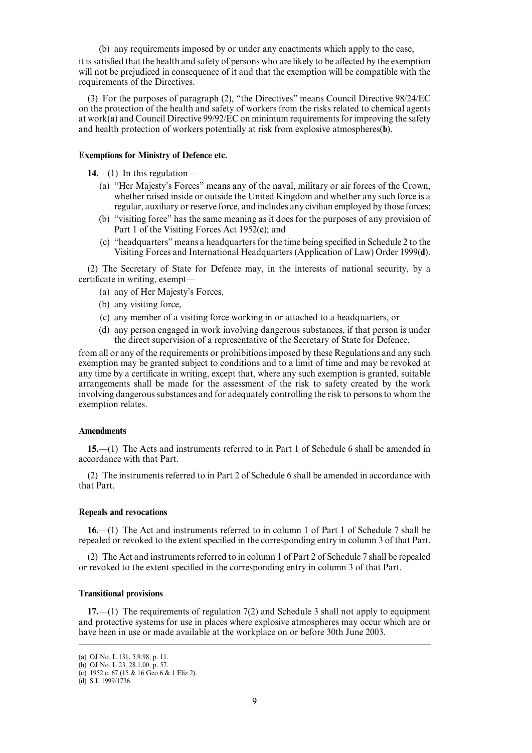(b) any requirements imposed by or under any enactments which apply to the case,

it is satisfied that the health and safety of persons who are likely to be affected by the exemption will not be prejudiced in consequence of it and that the exemption will be compatible with the requirements of the Directives.

(3) For the purposes of paragraph (2), "the Directives" means Council Directive 98/24/EC on the protection of the health and safety of workers from the risks related to chemical agents at work(**a**) and Council Directive 99/92/EC on minimum requirements for improving the safety and health protection of workers potentially at risk from explosive atmospheres(**b**).

**Exemptions for Ministry of Defence etc.**

**14.**—(1) In this regulation—

(a) "Her Majesty's Forces" means any of the naval, military or air forces of the Crown, whether raised inside or outside the United Kingdom and whether any such force is a regular, auxiliary or reserve force, and includes any civilian employed by those forces;

(b) "visiting force" has the same meaning as it does for the purposes of any provision of Part 1 of the Visiting Forces Act 1952(**c**); and

(c) "headquarters" means a headquarters for the time being specified in Schedule 2 to the Visiting Forces and International Headquarters (Application of Law) Order 1999(**d**).

(2) The Secretary of State for Defence may, in the interests of national security, by a certificate in writing, exempt—

(a) any of Her Majesty's Forces,

(b) any visiting force,

(c) any member of a visiting force working in or attached to a headquarters, or

(d) any person engaged in work involving dangerous substances, if that person is under the direct supervision of a representative of the Secretary of State for Defence,

from all or any of the requirements or prohibitions imposed by these Regulations and any such exemption may be granted subject to conditions and to a limit of time and may be revoked at any time by a certificate in writing, except that, where any such exemption is granted, suitable arrangements shall be made for the assessment of the risk to safety created by the work involving dangerous substances and for adequately controlling the risk to persons to whom the exemption relates.

**Amendments**

**15.**—(1) The Acts and instruments referred to in Part 1 of Schedule 6 shall be amended in accordance with that Part.

(2) The instruments referred to in Part 2 of Schedule 6 shall be amended in accordance with that Part.

**Repeals and revocations**

**16.**—(1) The Act and instruments referred to in column 1 of Part 1 of Schedule 7 shall be repealed or revoked to the extent specified in the corresponding entry in column 3 of that Part.

(2) The Act and instruments referred to in column 1 of Part 2 of Schedule 7 shall be repealed or revoked to the extent specified in the corresponding entry in column 3 of that Part.

**Transitional provisions**

**17.**—(1) The requirements of regulation 7(2) and Schedule 3 shall not apply to equipment and protective systems for use in places where explosive atmospheres may occur which are or have been in use or made available at the workplace on or before 30th June 2003.

---

(**a**) OJ No. L 131, 5.9.98, p. 11.
(**b**) OJ No. L 23, 28.1.00, p. 57.
(**c**) 1952 c. 67 (15 & 16 Geo 6 & 1 Eliz 2).
(**d**) S.I. 1999/1736.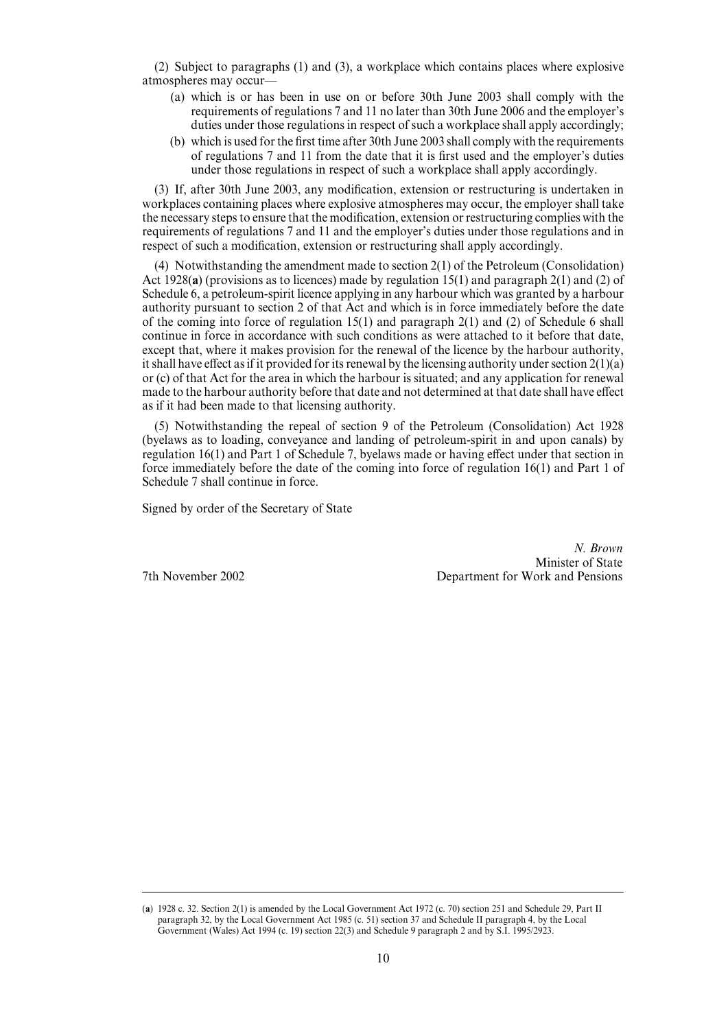(2) Subject to paragraphs (1) and (3), a workplace which contains places where explosive atmospheres may occur—

(a) which is or has been in use on or before 30th June 2003 shall comply with the requirements of regulations 7 and 11 no later than 30th June 2006 and the employer's duties under those regulations in respect of such a workplace shall apply accordingly;

(b) which is used for the first time after 30th June 2003 shall comply with the requirements of regulations 7 and 11 from the date that it is first used and the employer's duties under those regulations in respect of such a workplace shall apply accordingly.

(3) If, after 30th June 2003, any modification, extension or restructuring is undertaken in workplaces containing places where explosive atmospheres may occur, the employer shall take the necessary steps to ensure that the modification, extension or restructuring complies with the requirements of regulations 7 and 11 and the employer's duties under those regulations and in respect of such a modification, extension or restructuring shall apply accordingly.

(4) Notwithstanding the amendment made to section 2(1) of the Petroleum (Consolidation) Act 1928(**a**) (provisions as to licences) made by regulation 15(1) and paragraph 2(1) and (2) of Schedule 6, a petroleum-spirit licence applying in any harbour which was granted by a harbour authority pursuant to section 2 of that Act and which is in force immediately before the date of the coming into force of regulation 15(1) and paragraph 2(1) and (2) of Schedule 6 shall continue in force in accordance with such conditions as were attached to it before that date, except that, where it makes provision for the renewal of the licence by the harbour authority, it shall have effect as if it provided for its renewal by the licensing authority under section 2(1)(a) or (c) of that Act for the area in which the harbour is situated; and any application for renewal made to the harbour authority before that date and not determined at that date shall have effect as if it had been made to that licensing authority.

(5) Notwithstanding the repeal of section 9 of the Petroleum (Consolidation) Act 1928 (byelaws as to loading, conveyance and landing of petroleum-spirit in and upon canals) by regulation 16(1) and Part 1 of Schedule 7, byelaws made or having effect under that section in force immediately before the date of the coming into force of regulation 16(1) and Part 1 of Schedule 7 shall continue in force.

Signed by order of the Secretary of State

*N. Brown*
Minister of State
Department for Work and Pensions

7th November 2002

---

(**a**) 1928 c. 32. Section 2(1) is amended by the Local Government Act 1972 (c. 70) section 251 and Schedule 29, Part II paragraph 32, by the Local Government Act 1985 (c. 51) section 37 and Schedule II paragraph 4, by the Local Government (Wales) Act 1994 (c. 19) section 22(3) and Schedule 9 paragraph 2 and by S.I. 1995/2923.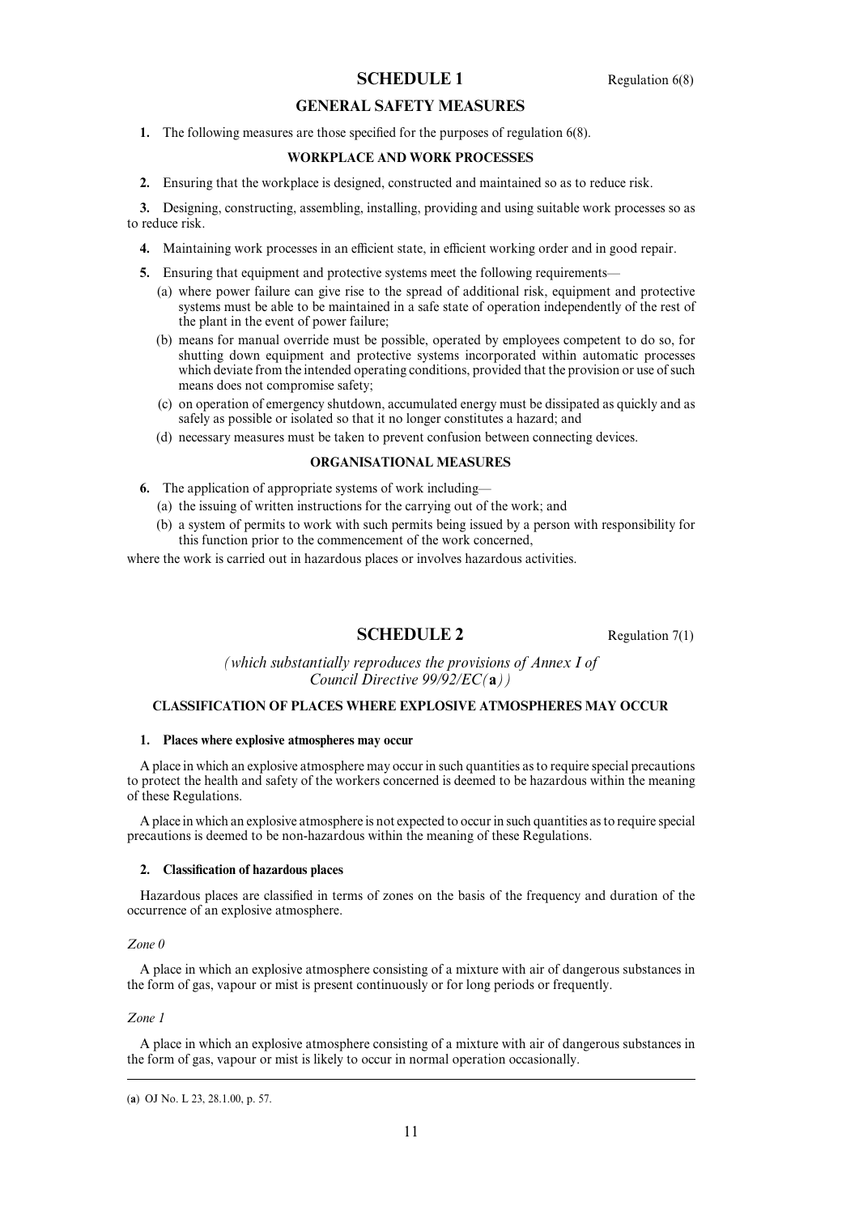# SCHEDULE 1

Regulation 6(8)

## GENERAL SAFETY MEASURES

**1.** The following measures are those specified for the purposes of regulation 6(8).

### WORKPLACE AND WORK PROCESSES

**2.** Ensuring that the workplace is designed, constructed and maintained so as to reduce risk.

**3.** Designing, constructing, assembling, installing, providing and using suitable work processes so as to reduce risk.

**4.** Maintaining work processes in an efficient state, in efficient working order and in good repair.

**5.** Ensuring that equipment and protective systems meet the following requirements—

(a) where power failure can give rise to the spread of additional risk, equipment and protective systems must be able to be maintained in a safe state of operation independently of the rest of the plant in the event of power failure;

(b) means for manual override must be possible, operated by employees competent to do so, for shutting down equipment and protective systems incorporated within automatic processes which deviate from the intended operating conditions, provided that the provision or use of such means does not compromise safety;

(c) on operation of emergency shutdown, accumulated energy must be dissipated as quickly and as safely as possible or isolated so that it no longer constitutes a hazard; and

(d) necessary measures must be taken to prevent confusion between connecting devices.

### ORGANISATIONAL MEASURES

**6.** The application of appropriate systems of work including—

(a) the issuing of written instructions for the carrying out of the work; and

(b) a system of permits to work with such permits being issued by a person with responsibility for this function prior to the commencement of the work concerned,

where the work is carried out in hazardous places or involves hazardous activities.

# SCHEDULE 2

Regulation 7(1)

*(which substantially reproduces the provisions of Annex I of Council Directive 99/92/EC(**a**))*

## CLASSIFICATION OF PLACES WHERE EXPLOSIVE ATMOSPHERES MAY OCCUR

### 1. Places where explosive atmospheres may occur

A place in which an explosive atmosphere may occur in such quantities as to require special precautions to protect the health and safety of the workers concerned is deemed to be hazardous within the meaning of these Regulations.

A place in which an explosive atmosphere is not expected to occur in such quantities as to require special precautions is deemed to be non-hazardous within the meaning of these Regulations.

### 2. Classification of hazardous places

Hazardous places are classified in terms of zones on the basis of the frequency and duration of the occurrence of an explosive atmosphere.

*Zone 0*

A place in which an explosive atmosphere consisting of a mixture with air of dangerous substances in the form of gas, vapour or mist is present continuously or for long periods or frequently.

*Zone 1*

A place in which an explosive atmosphere consisting of a mixture with air of dangerous substances in the form of gas, vapour or mist is likely to occur in normal operation occasionally.

---

(**a**) OJ No. L 23, 28.1.00, p. 57.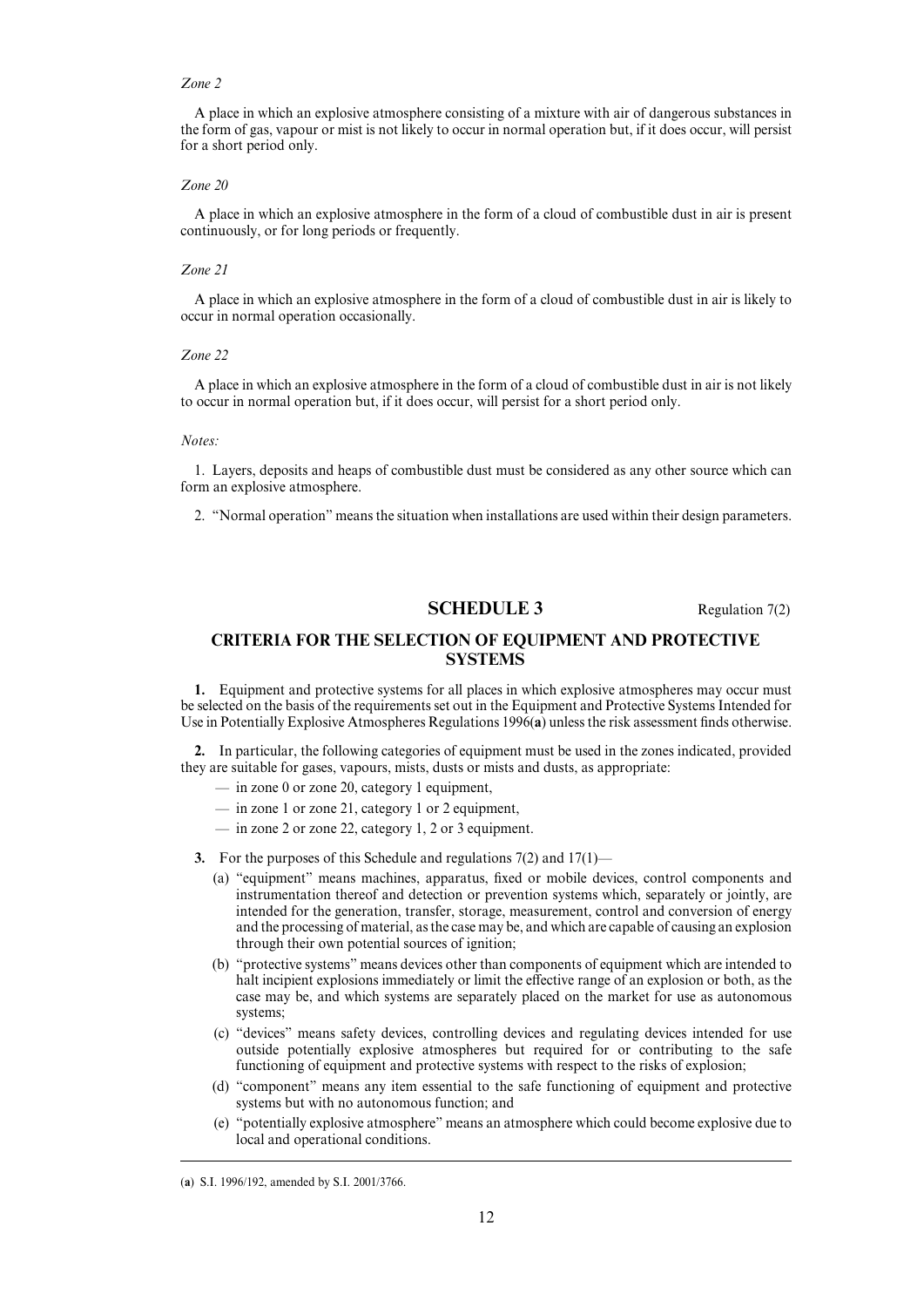*Zone 2*

A place in which an explosive atmosphere consisting of a mixture with air of dangerous substances in the form of gas, vapour or mist is not likely to occur in normal operation but, if it does occur, will persist for a short period only.

*Zone 20*

A place in which an explosive atmosphere in the form of a cloud of combustible dust in air is present continuously, or for long periods or frequently.

*Zone 21*

A place in which an explosive atmosphere in the form of a cloud of combustible dust in air is likely to occur in normal operation occasionally.

*Zone 22*

A place in which an explosive atmosphere in the form of a cloud of combustible dust in air is not likely to occur in normal operation but, if it does occur, will persist for a short period only.

*Notes:*

1. Layers, deposits and heaps of combustible dust must be considered as any other source which can form an explosive atmosphere.

2. "Normal operation" means the situation when installations are used within their design parameters.

## SCHEDULE 3

Regulation 7(2)

### CRITERIA FOR THE SELECTION OF EQUIPMENT AND PROTECTIVE SYSTEMS

**1.** Equipment and protective systems for all places in which explosive atmospheres may occur must be selected on the basis of the requirements set out in the Equipment and Protective Systems Intended for Use in Potentially Explosive Atmospheres Regulations 1996(**a**) unless the risk assessment finds otherwise.

**2.** In particular, the following categories of equipment must be used in the zones indicated, provided they are suitable for gases, vapours, mists, dusts or mists and dusts, as appropriate:

- — in zone 0 or zone 20, category 1 equipment,
- — in zone 1 or zone 21, category 1 or 2 equipment,
- — in zone 2 or zone 22, category 1, 2 or 3 equipment.

**3.** For the purposes of this Schedule and regulations 7(2) and 17(1)—

(a) "equipment" means machines, apparatus, fixed or mobile devices, control components and instrumentation thereof and detection or prevention systems which, separately or jointly, are intended for the generation, transfer, storage, measurement, control and conversion of energy and the processing of material, as the case may be, and which are capable of causing an explosion through their own potential sources of ignition;

(b) "protective systems" means devices other than components of equipment which are intended to halt incipient explosions immediately or limit the effective range of an explosion or both, as the case may be, and which systems are separately placed on the market for use as autonomous systems;

(c) "devices" means safety devices, controlling devices and regulating devices intended for use outside potentially explosive atmospheres but required for or contributing to the safe functioning of equipment and protective systems with respect to the risks of explosion;

(d) "component" means any item essential to the safe functioning of equipment and protective systems but with no autonomous function; and

(e) "potentially explosive atmosphere" means an atmosphere which could become explosive due to local and operational conditions.

---

(**a**) S.I. 1996/192, amended by S.I. 2001/3766.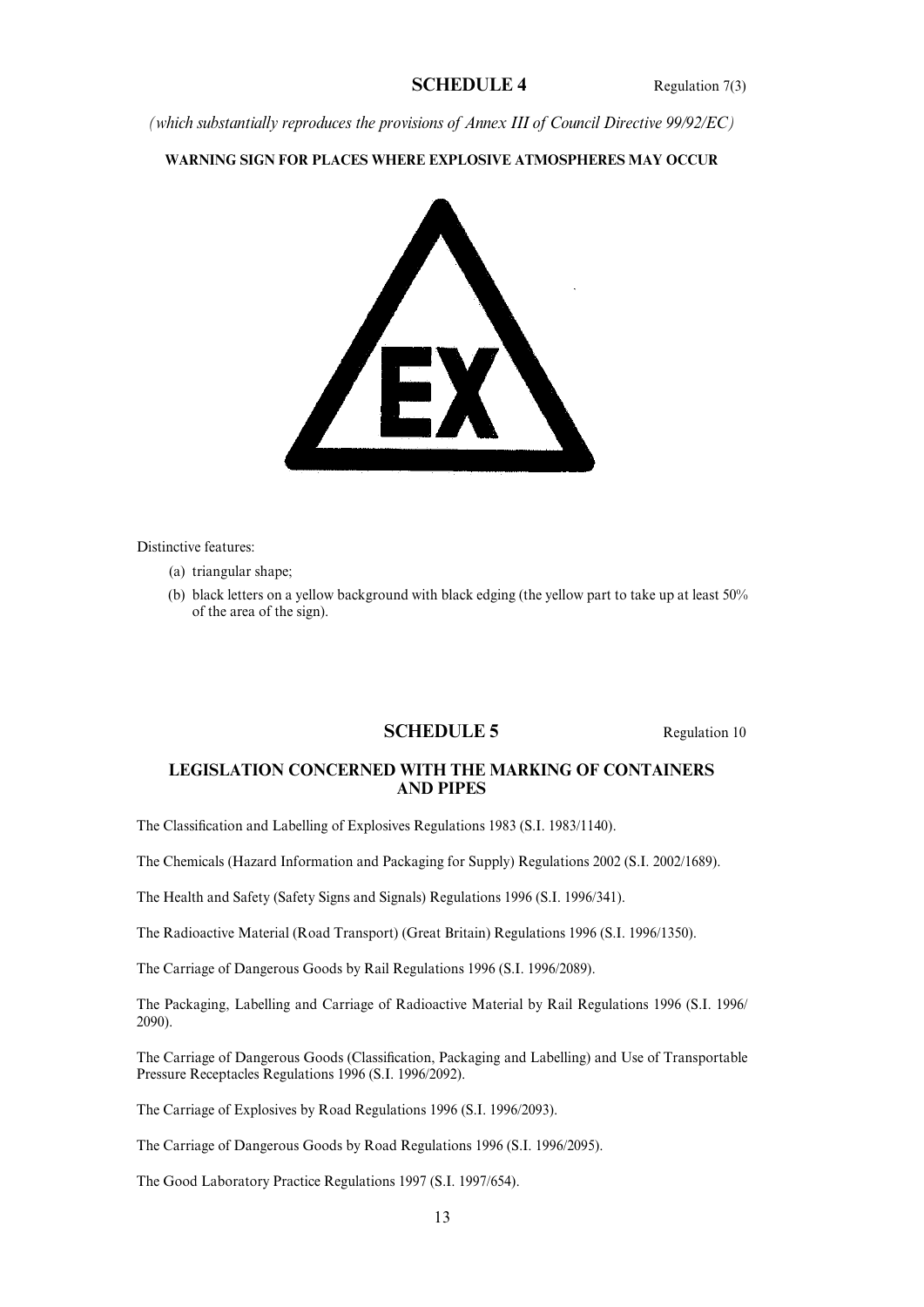## SCHEDULE 4

Regulation 7(3)

*(which substantially reproduces the provisions of Annex III of Council Directive 99/92/EC)*

**WARNING SIGN FOR PLACES WHERE EXPLOSIVE ATMOSPHERES MAY OCCUR**

Distinctive features:

(a) triangular shape;

(b) black letters on a yellow background with black edging (the yellow part to take up at least 50% of the area of the sign).

## SCHEDULE 5

Regulation 10

### LEGISLATION CONCERNED WITH THE MARKING OF CONTAINERS AND PIPES

The Classification and Labelling of Explosives Regulations 1983 (S.I. 1983/1140).

The Chemicals (Hazard Information and Packaging for Supply) Regulations 2002 (S.I. 2002/1689).

The Health and Safety (Safety Signs and Signals) Regulations 1996 (S.I. 1996/341).

The Radioactive Material (Road Transport) (Great Britain) Regulations 1996 (S.I. 1996/1350).

The Carriage of Dangerous Goods by Rail Regulations 1996 (S.I. 1996/2089).

The Packaging, Labelling and Carriage of Radioactive Material by Rail Regulations 1996 (S.I. 1996/2090).

The Carriage of Dangerous Goods (Classification, Packaging and Labelling) and Use of Transportable Pressure Receptacles Regulations 1996 (S.I. 1996/2092).

The Carriage of Explosives by Road Regulations 1996 (S.I. 1996/2093).

The Carriage of Dangerous Goods by Road Regulations 1996 (S.I. 1996/2095).

The Good Laboratory Practice Regulations 1997 (S.I. 1997/654).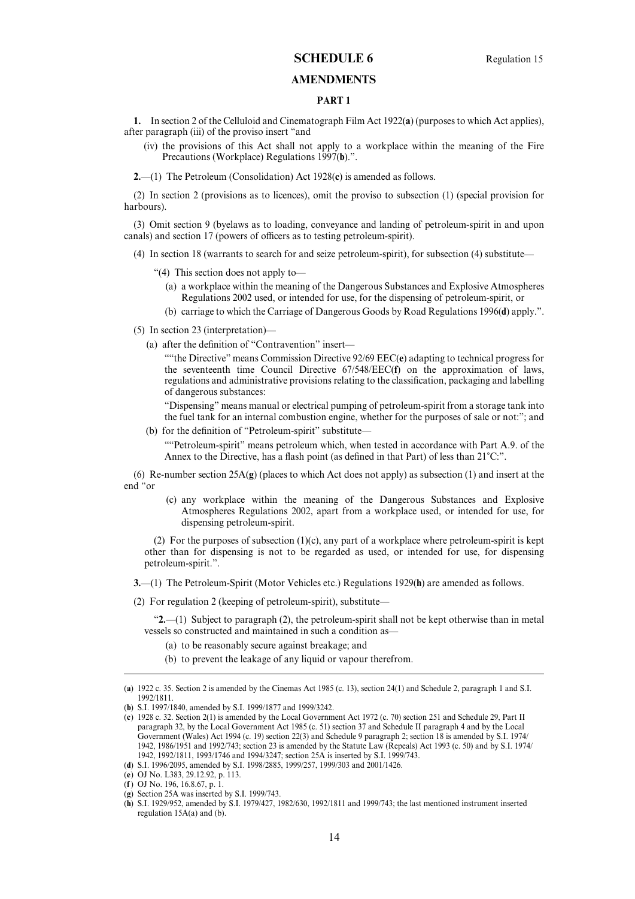# SCHEDULE 6

Regulation 15

## AMENDMENTS

### PART 1

**1.** In section 2 of the Celluloid and Cinematograph Film Act 1922(**a**) (purposes to which Act applies), after paragraph (iii) of the proviso insert "and

(iv) the provisions of this Act shall not apply to a workplace within the meaning of the Fire Precautions (Workplace) Regulations 1997(**b**).".

**2.**—(1) The Petroleum (Consolidation) Act 1928(**c**) is amended as follows.

(2) In section 2 (provisions as to licences), omit the proviso to subsection (1) (special provision for harbours).

(3) Omit section 9 (byelaws as to loading, conveyance and landing of petroleum-spirit in and upon canals) and section 17 (powers of officers as to testing petroleum-spirit).

(4) In section 18 (warrants to search for and seize petroleum-spirit), for subsection (4) substitute—

"(4) This section does not apply to—

(a) a workplace within the meaning of the Dangerous Substances and Explosive Atmospheres Regulations 2002 used, or intended for use, for the dispensing of petroleum-spirit, or

(b) carriage to which the Carriage of Dangerous Goods by Road Regulations 1996(**d**) apply.".

(5) In section 23 (interpretation)—

(a) after the definition of "Contravention" insert—

""the Directive" means Commission Directive 92/69 EEC(**e**) adapting to technical progress for the seventeenth time Council Directive 67/548/EEC(**f**) on the approximation of laws, regulations and administrative provisions relating to the classification, packaging and labelling of dangerous substances:

"Dispensing" means manual or electrical pumping of petroleum-spirit from a storage tank into the fuel tank for an internal combustion engine, whether for the purposes of sale or not:"; and

(b) for the definition of "Petroleum-spirit" substitute—

""Petroleum-spirit" means petroleum which, when tested in accordance with Part A.9. of the Annex to the Directive, has a flash point (as defined in that Part) of less than 21°C:".

(6) Re-number section 25A(**g**) (places to which Act does not apply) as subsection (1) and insert at the end "or

(c) any workplace within the meaning of the Dangerous Substances and Explosive Atmospheres Regulations 2002, apart from a workplace used, or intended for use, for dispensing petroleum-spirit.

(2) For the purposes of subsection (1)(c), any part of a workplace where petroleum-spirit is kept other than for dispensing is not to be regarded as used, or intended for use, for dispensing petroleum-spirit.".

**3.**—(1) The Petroleum-Spirit (Motor Vehicles etc.) Regulations 1929(**h**) are amended as follows.

(2) For regulation 2 (keeping of petroleum-spirit), substitute—

"**2.**—(1) Subject to paragraph (2), the petroleum-spirit shall not be kept otherwise than in metal vessels so constructed and maintained in such a condition as—

(a) to be reasonably secure against breakage; and

(b) to prevent the leakage of any liquid or vapour therefrom.

---

(**a**) 1922 c. 35. Section 2 is amended by the Cinemas Act 1985 (c. 13), section 24(1) and Schedule 2, paragraph 1 and S.I. 1992/1811.

(**b**) S.I. 1997/1840, amended by S.I. 1999/1877 and 1999/3242.

(**c**) 1928 c. 32. Section 2(1) is amended by the Local Government Act 1972 (c. 70) section 251 and Schedule 29, Part II paragraph 32, by the Local Government Act 1985 (c. 51) section 37 and Schedule II paragraph 4 and by the Local Government (Wales) Act 1994 (c. 19) section 22(3) and Schedule 9 paragraph 2; section 18 is amended by S.I. 1974/1942, 1986/1951 and 1992/743; section 23 is amended by the Statute Law (Repeals) Act 1993 (c. 50) and by S.I. 1974/1942, 1992/1811, 1993/1746 and 1994/3247; section 25A is inserted by S.I. 1999/743.

(**d**) S.I. 1996/2095, amended by S.I. 1998/2885, 1999/257, 1999/303 and 2001/1426.

(**e**) OJ No. L383, 29.12.92, p. 113.

(**f**) OJ No. 196, 16.8.67, p. 1.

(**g**) Section 25A was inserted by S.I. 1999/743.

(**h**) S.I. 1929/952, amended by S.I. 1979/427, 1982/630, 1992/1811 and 1999/743; the last mentioned instrument inserted regulation 15A(a) and (b).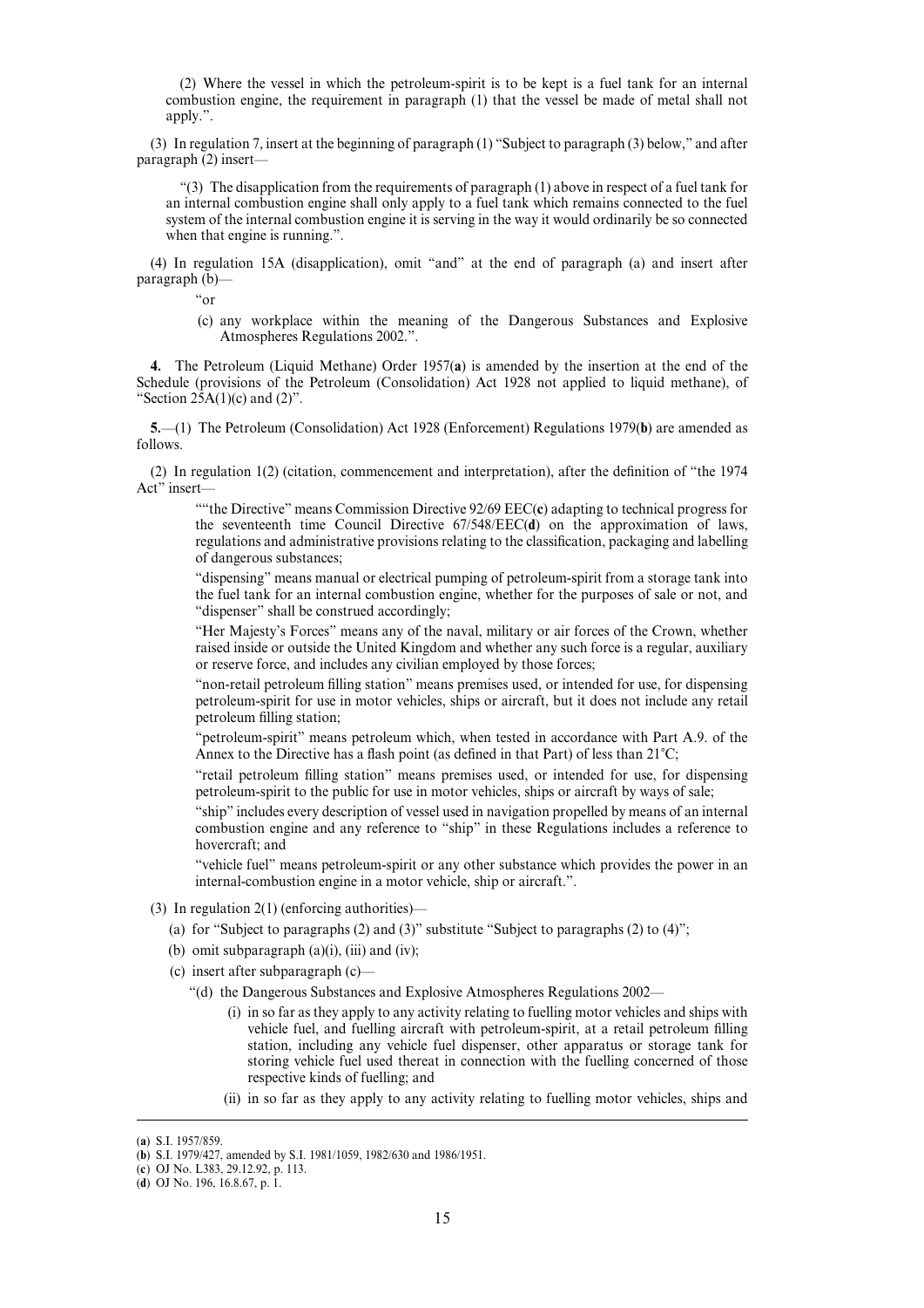(2) Where the vessel in which the petroleum-spirit is to be kept is a fuel tank for an internal combustion engine, the requirement in paragraph (1) that the vessel be made of metal shall not apply.".

(3) In regulation 7, insert at the beginning of paragraph (1) "Subject to paragraph (3) below," and after paragraph (2) insert—

"(3) The disapplication from the requirements of paragraph (1) above in respect of a fuel tank for an internal combustion engine shall only apply to a fuel tank which remains connected to the fuel system of the internal combustion engine it is serving in the way it would ordinarily be so connected when that engine is running.".

(4) In regulation 15A (disapplication), omit "and" at the end of paragraph (a) and insert after paragraph (b)—

"or

(c) any workplace within the meaning of the Dangerous Substances and Explosive Atmospheres Regulations 2002.".

**4.** The Petroleum (Liquid Methane) Order 1957(**a**) is amended by the insertion at the end of the Schedule (provisions of the Petroleum (Consolidation) Act 1928 not applied to liquid methane), of "Section 25A(1)(c) and (2)".

**5.**—(1) The Petroleum (Consolidation) Act 1928 (Enforcement) Regulations 1979(**b**) are amended as follows.

(2) In regulation 1(2) (citation, commencement and interpretation), after the definition of "the 1974 Act" insert—

""the Directive" means Commission Directive 92/69 EEC(**c**) adapting to technical progress for the seventeenth time Council Directive 67/548/EEC(**d**) on the approximation of laws, regulations and administrative provisions relating to the classification, packaging and labelling of dangerous substances;

"dispensing" means manual or electrical pumping of petroleum-spirit from a storage tank into the fuel tank for an internal combustion engine, whether for the purposes of sale or not, and "dispenser" shall be construed accordingly;

"Her Majesty's Forces" means any of the naval, military or air forces of the Crown, whether raised inside or outside the United Kingdom and whether any such force is a regular, auxiliary or reserve force, and includes any civilian employed by those forces;

"non-retail petroleum filling station" means premises used, or intended for use, for dispensing petroleum-spirit for use in motor vehicles, ships or aircraft, but it does not include any retail petroleum filling station;

"petroleum-spirit" means petroleum which, when tested in accordance with Part A.9. of the Annex to the Directive has a flash point (as defined in that Part) of less than 21°C;

"retail petroleum filling station" means premises used, or intended for use, for dispensing petroleum-spirit to the public for use in motor vehicles, ships or aircraft by ways of sale;

"ship" includes every description of vessel used in navigation propelled by means of an internal combustion engine and any reference to "ship" in these Regulations includes a reference to hovercraft; and

"vehicle fuel" means petroleum-spirit or any other substance which provides the power in an internal-combustion engine in a motor vehicle, ship or aircraft.".

(3) In regulation 2(1) (enforcing authorities)—

(a) for "Subject to paragraphs (2) and (3)" substitute "Subject to paragraphs (2) to (4)";

(b) omit subparagraph (a)(i), (iii) and (iv);

(c) insert after subparagraph (c)—

"(d) the Dangerous Substances and Explosive Atmospheres Regulations 2002—

(i) in so far as they apply to any activity relating to fuelling motor vehicles and ships with vehicle fuel, and fuelling aircraft with petroleum-spirit, at a retail petroleum filling station, including any vehicle fuel dispenser, other apparatus or storage tank for storing vehicle fuel used thereat in connection with the fuelling concerned of those respective kinds of fuelling; and

(ii) in so far as they apply to any activity relating to fuelling motor vehicles, ships and

---

(**a**) S.I. 1957/859.

(**b**) S.I. 1979/427, amended by S.I. 1981/1059, 1982/630 and 1986/1951.

(**c**) OJ No. L383, 29.12.92, p. 113.

(**d**) OJ No. 196, 16.8.67, p. 1.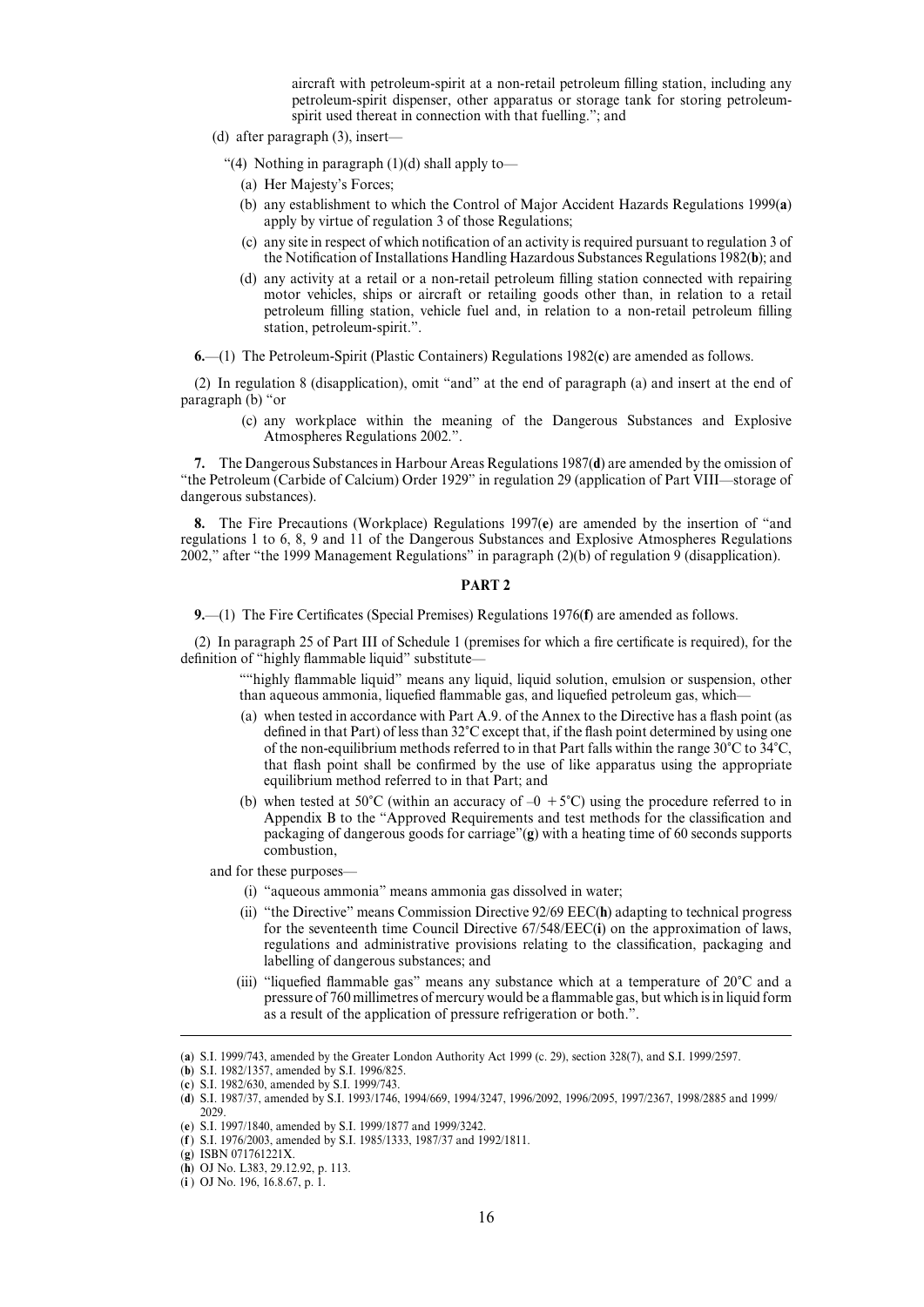aircraft with petroleum-spirit at a non-retail petroleum filling station, including any petroleum-spirit dispenser, other apparatus or storage tank for storing petroleum-spirit used thereat in connection with that fuelling."; and

(d) after paragraph (3), insert—

"(4) Nothing in paragraph (1)(d) shall apply to—

(a) Her Majesty's Forces;

(b) any establishment to which the Control of Major Accident Hazards Regulations 1999(**a**) apply by virtue of regulation 3 of those Regulations;

(c) any site in respect of which notification of an activity is required pursuant to regulation 3 of the Notification of Installations Handling Hazardous Substances Regulations 1982(**b**); and

(d) any activity at a retail or a non-retail petroleum filling station connected with repairing motor vehicles, ships or aircraft or retailing goods other than, in relation to a retail petroleum filling station, vehicle fuel and, in relation to a non-retail petroleum filling station, petroleum-spirit.".

**6.**—(1) The Petroleum-Spirit (Plastic Containers) Regulations 1982(**c**) are amended as follows.

(2) In regulation 8 (disapplication), omit "and" at the end of paragraph (a) and insert at the end of paragraph (b) "or

(c) any workplace within the meaning of the Dangerous Substances and Explosive Atmospheres Regulations 2002.".

**7.** The Dangerous Substances in Harbour Areas Regulations 1987(**d**) are amended by the omission of "the Petroleum (Carbide of Calcium) Order 1929" in regulation 29 (application of Part VIII—storage of dangerous substances).

**8.** The Fire Precautions (Workplace) Regulations 1997(**e**) are amended by the insertion of "and regulations 1 to 6, 8, 9 and 11 of the Dangerous Substances and Explosive Atmospheres Regulations 2002," after "the 1999 Management Regulations" in paragraph (2)(b) of regulation 9 (disapplication).

## PART 2

**9.**—(1) The Fire Certificates (Special Premises) Regulations 1976(**f**) are amended as follows.

(2) In paragraph 25 of Part III of Schedule 1 (premises for which a fire certificate is required), for the definition of "highly flammable liquid" substitute—

""highly flammable liquid" means any liquid, liquid solution, emulsion or suspension, other than aqueous ammonia, liquefied flammable gas, and liquefied petroleum gas, which—

(a) when tested in accordance with Part A.9. of the Annex to the Directive has a flash point (as defined in that Part) of less than 32°C except that, if the flash point determined by using one of the non-equilibrium methods referred to in that Part falls within the range 30°C to 34°C, that flash point shall be confirmed by the use of like apparatus using the appropriate equilibrium method referred to in that Part; and

(b) when tested at 50°C (within an accuracy of –0 +5°C) using the procedure referred to in Appendix B to the "Approved Requirements and test methods for the classification and packaging of dangerous goods for carriage"(**g**) with a heating time of 60 seconds supports combustion,

and for these purposes—

(i) "aqueous ammonia" means ammonia gas dissolved in water;

(ii) "the Directive" means Commission Directive 92/69 EEC(**h**) adapting to technical progress for the seventeenth time Council Directive 67/548/EEC(**i**) on the approximation of laws, regulations and administrative provisions relating to the classification, packaging and labelling of dangerous substances; and

(iii) "liquefied flammable gas" means any substance which at a temperature of 20°C and a pressure of 760 millimetres of mercury would be a flammable gas, but which is in liquid form as a result of the application of pressure refrigeration or both.".

---

(**a**) S.I. 1999/743, amended by the Greater London Authority Act 1999 (c. 29), section 328(7), and S.I. 1999/2597.
(**b**) S.I. 1982/1357, amended by S.I. 1996/825.
(**c**) S.I. 1982/630, amended by S.I. 1999/743.
(**d**) S.I. 1987/37, amended by S.I. 1993/1746, 1994/669, 1994/3247, 1996/2092, 1996/2095, 1997/2367, 1998/2885 and 1999/2029.
(**e**) S.I. 1997/1840, amended by S.I. 1999/1877 and 1999/3242.
(**f**) S.I. 1976/2003, amended by S.I. 1985/1333, 1987/37 and 1992/1811.
(**g**) ISBN 071761221X.
(**h**) OJ No. L383, 29.12.92, p. 113.
(**i**) OJ No. 196, 16.8.67, p. 1.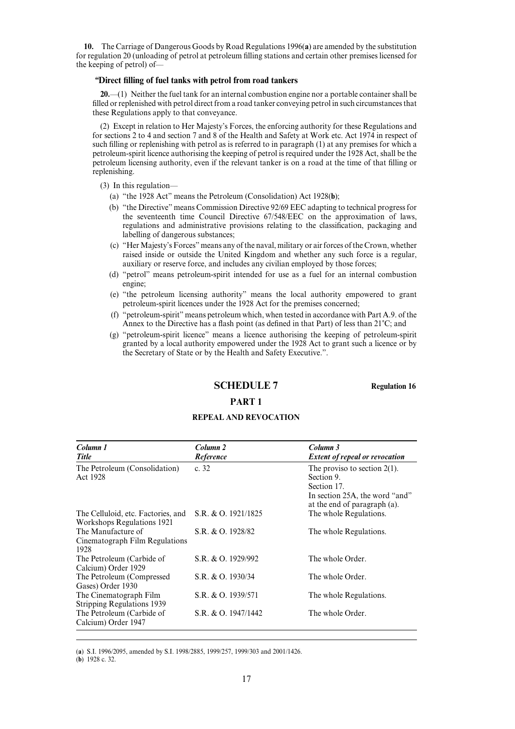**10.** The Carriage of Dangerous Goods by Road Regulations 1996(**a**) are amended by the substitution for regulation 20 (unloading of petrol at petroleum filling stations and certain other premises licensed for the keeping of petrol) of—

**"Direct filling of fuel tanks with petrol from road tankers**

**20.**—(1) Neither the fuel tank for an internal combustion engine nor a portable container shall be filled or replenished with petrol direct from a road tanker conveying petrol in such circumstances that these Regulations apply to that conveyance.

(2) Except in relation to Her Majesty's Forces, the enforcing authority for these Regulations and for sections 2 to 4 and section 7 and 8 of the Health and Safety at Work etc. Act 1974 in respect of such filling or replenishing with petrol as is referred to in paragraph (1) at any premises for which a petroleum-spirit licence authorising the keeping of petrol is required under the 1928 Act, shall be the petroleum licensing authority, even if the relevant tanker is on a road at the time of that filling or replenishing.

(3) In this regulation—

(a) "the 1928 Act" means the Petroleum (Consolidation) Act 1928(**b**);

(b) "the Directive" means Commission Directive 92/69 EEC adapting to technical progress for the seventeenth time Council Directive 67/548/EEC on the approximation of laws, regulations and administrative provisions relating to the classification, packaging and labelling of dangerous substances;

(c) "Her Majesty's Forces" means any of the naval, military or air forces of the Crown, whether raised inside or outside the United Kingdom and whether any such force is a regular, auxiliary or reserve force, and includes any civilian employed by those forces;

(d) "petrol" means petroleum-spirit intended for use as a fuel for an internal combustion engine;

(e) "the petroleum licensing authority" means the local authority empowered to grant petroleum-spirit licences under the 1928 Act for the premises concerned;

(f) "petroleum-spirit" means petroleum which, when tested in accordance with Part A.9. of the Annex to the Directive has a flash point (as defined in that Part) of less than 21°C; and

(g) "petroleum-spirit licence" means a licence authorising the keeping of petroleum-spirit granted by a local authority empowered under the 1928 Act to grant such a licence or by the Secretary of State or by the Health and Safety Executive.".

## SCHEDULE 7

Regulation 16

### PART 1

#### REPEAL AND REVOCATION

| *Column 1* *Title* | *Column 2* *Reference* | *Column 3* *Extent of repeal or revocation* |
|---|---|---|
| The Petroleum (Consolidation) Act 1928 | c. 32 | The proviso to section 2(1). Section 9. Section 17. In section 25A, the word "and" at the end of paragraph (a). |
| The Celluloid, etc. Factories, and Workshops Regulations 1921 | S.R. & O. 1921/1825 | The whole Regulations. |
| The Manufacture of Cinematograph Film Regulations 1928 | S.R. & O. 1928/82 | The whole Regulations. |
| The Petroleum (Carbide of Calcium) Order 1929 | S.R. & O. 1929/992 | The whole Order. |
| The Petroleum (Compressed Gases) Order 1930 | S.R. & O. 1930/34 | The whole Order. |
| The Cinematograph Film Stripping Regulations 1939 | S.R. & O. 1939/571 | The whole Regulations. |
| The Petroleum (Carbide of Calcium) Order 1947 | S.R. & O. 1947/1442 | The whole Order. |

(**a**) S.I. 1996/2095, amended by S.I. 1998/2885, 1999/257, 1999/303 and 2001/1426.

(**b**) 1928 c. 32.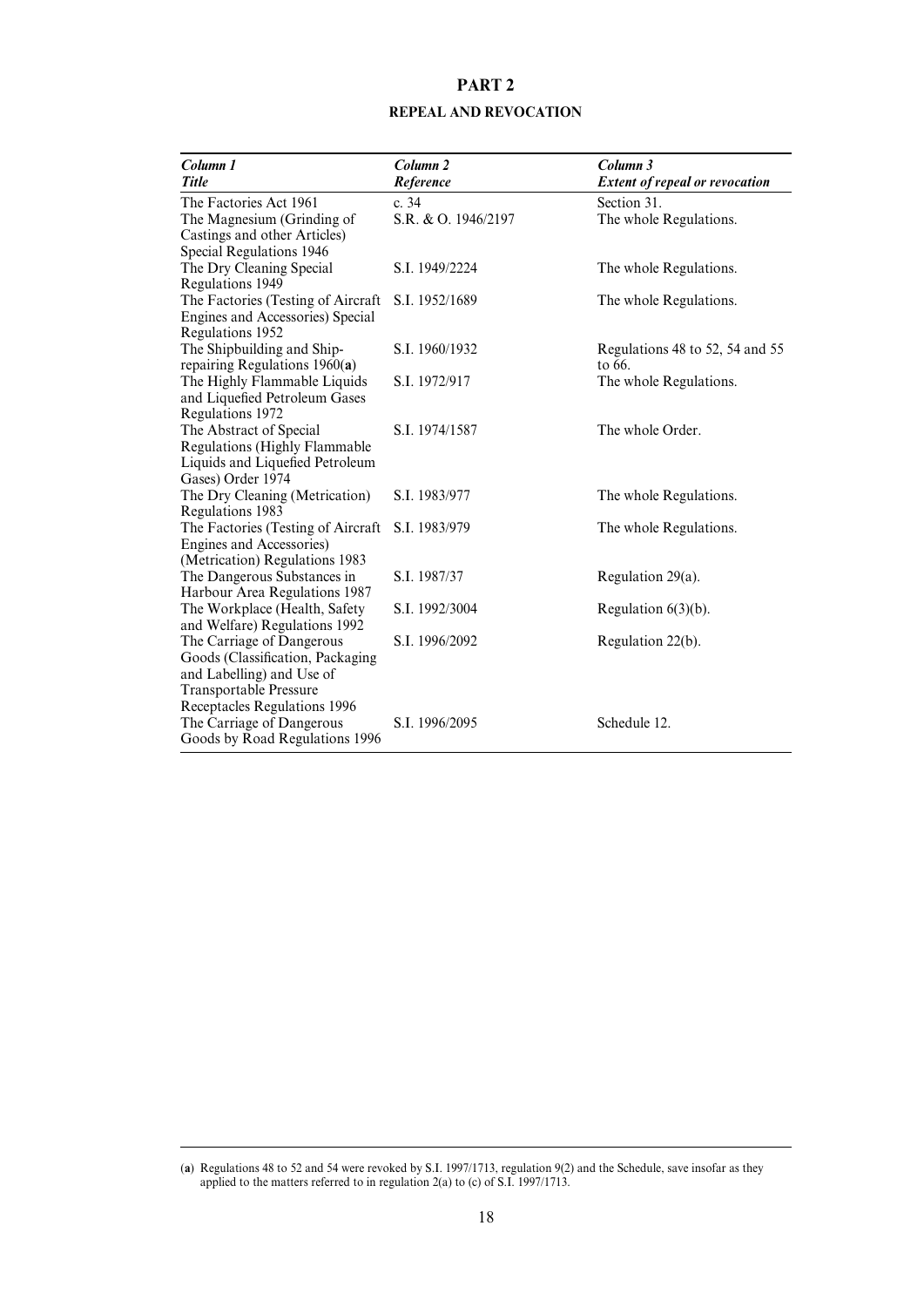## PART 2

### REPEAL AND REVOCATION

| *Column 1*<br>*Title* | *Column 2*<br>*Reference* | *Column 3*<br>*Extent of repeal or revocation* |
|---|---|---|
| The Factories Act 1961 | c. 34 | Section 31. |
| The Magnesium (Grinding of Castings and other Articles) Special Regulations 1946 | S.R. & O. 1946/2197 | The whole Regulations. |
| The Dry Cleaning Special Regulations 1949 | S.I. 1949/2224 | The whole Regulations. |
| The Factories (Testing of Aircraft Engines and Accessories) Special Regulations 1952 | S.I. 1952/1689 | The whole Regulations. |
| The Shipbuilding and Ship-repairing Regulations 1960(**a**) | S.I. 1960/1932 | Regulations 48 to 52, 54 and 55 to 66. |
| The Highly Flammable Liquids and Liquefied Petroleum Gases Regulations 1972 | S.I. 1972/917 | The whole Regulations. |
| The Abstract of Special Regulations (Highly Flammable Liquids and Liquefied Petroleum Gases) Order 1974 | S.I. 1974/1587 | The whole Order. |
| The Dry Cleaning (Metrication) Regulations 1983 | S.I. 1983/977 | The whole Regulations. |
| The Factories (Testing of Aircraft Engines and Accessories) (Metrication) Regulations 1983 | S.I. 1983/979 | The whole Regulations. |
| The Dangerous Substances in Harbour Area Regulations 1987 | S.I. 1987/37 | Regulation 29(a). |
| The Workplace (Health, Safety and Welfare) Regulations 1992 | S.I. 1992/3004 | Regulation 6(3)(b). |
| The Carriage of Dangerous Goods (Classification, Packaging and Labelling) and Use of Transportable Pressure Receptacles Regulations 1996 | S.I. 1996/2092 | Regulation 22(b). |
| The Carriage of Dangerous Goods by Road Regulations 1996 | S.I. 1996/2095 | Schedule 12. |

(**a**) Regulations 48 to 52 and 54 were revoked by S.I. 1997/1713, regulation 9(2) and the Schedule, save insofar as they applied to the matters referred to in regulation 2(a) to (c) of S.I. 1997/1713.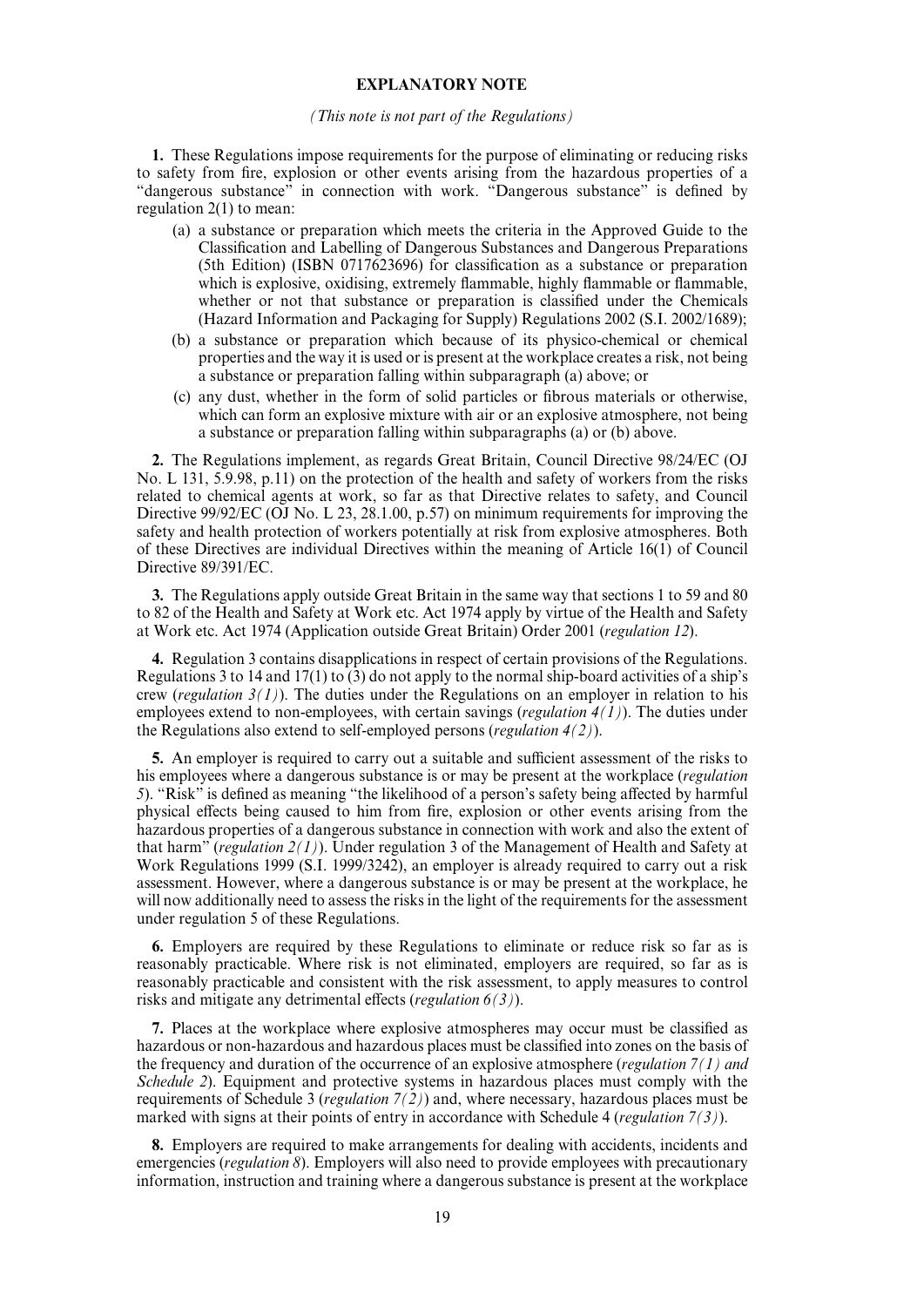**EXPLANATORY NOTE**

*(This note is not part of the Regulations)*

**1.** These Regulations impose requirements for the purpose of eliminating or reducing risks to safety from fire, explosion or other events arising from the hazardous properties of a "dangerous substance" in connection with work. "Dangerous substance" is defined by regulation 2(1) to mean:

- (a) a substance or preparation which meets the criteria in the Approved Guide to the Classification and Labelling of Dangerous Substances and Dangerous Preparations (5th Edition) (ISBN 0717623696) for classification as a substance or preparation which is explosive, oxidising, extremely flammable, highly flammable or flammable, whether or not that substance or preparation is classified under the Chemicals (Hazard Information and Packaging for Supply) Regulations 2002 (S.I. 2002/1689);
- (b) a substance or preparation which because of its physico-chemical or chemical properties and the way it is used or is present at the workplace creates a risk, not being a substance or preparation falling within subparagraph (a) above; or
- (c) any dust, whether in the form of solid particles or fibrous materials or otherwise, which can form an explosive mixture with air or an explosive atmosphere, not being a substance or preparation falling within subparagraphs (a) or (b) above.

**2.** The Regulations implement, as regards Great Britain, Council Directive 98/24/EC (OJ No. L 131, 5.9.98, p.11) on the protection of the health and safety of workers from the risks related to chemical agents at work, so far as that Directive relates to safety, and Council Directive 99/92/EC (OJ No. L 23, 28.1.00, p.57) on minimum requirements for improving the safety and health protection of workers potentially at risk from explosive atmospheres. Both of these Directives are individual Directives within the meaning of Article 16(1) of Council Directive 89/391/EC.

**3.** The Regulations apply outside Great Britain in the same way that sections 1 to 59 and 80 to 82 of the Health and Safety at Work etc. Act 1974 apply by virtue of the Health and Safety at Work etc. Act 1974 (Application outside Great Britain) Order 2001 (*regulation 12*).

**4.** Regulation 3 contains disapplications in respect of certain provisions of the Regulations. Regulations 3 to 14 and 17(1) to (3) do not apply to the normal ship-board activities of a ship's crew (*regulation 3(1)*). The duties under the Regulations on an employer in relation to his employees extend to non-employees, with certain savings (*regulation 4(1)*). The duties under the Regulations also extend to self-employed persons (*regulation 4(2)*).

**5.** An employer is required to carry out a suitable and sufficient assessment of the risks to his employees where a dangerous substance is or may be present at the workplace (*regulation 5*). "Risk" is defined as meaning "the likelihood of a person's safety being affected by harmful physical effects being caused to him from fire, explosion or other events arising from the hazardous properties of a dangerous substance in connection with work and also the extent of that harm" (*regulation 2(1)*). Under regulation 3 of the Management of Health and Safety at Work Regulations 1999 (S.I. 1999/3242), an employer is already required to carry out a risk assessment. However, where a dangerous substance is or may be present at the workplace, he will now additionally need to assess the risks in the light of the requirements for the assessment under regulation 5 of these Regulations.

**6.** Employers are required by these Regulations to eliminate or reduce risk so far as is reasonably practicable. Where risk is not eliminated, employers are required, so far as is reasonably practicable and consistent with the risk assessment, to apply measures to control risks and mitigate any detrimental effects (*regulation 6(3)*).

**7.** Places at the workplace where explosive atmospheres may occur must be classified as hazardous or non-hazardous and hazardous places must be classified into zones on the basis of the frequency and duration of the occurrence of an explosive atmosphere (*regulation 7(1) and Schedule 2*). Equipment and protective systems in hazardous places must comply with the requirements of Schedule 3 (*regulation 7(2)*) and, where necessary, hazardous places must be marked with signs at their points of entry in accordance with Schedule 4 (*regulation 7(3)*).

**8.** Employers are required to make arrangements for dealing with accidents, incidents and emergencies (*regulation 8*). Employers will also need to provide employees with precautionary information, instruction and training where a dangerous substance is present at the workplace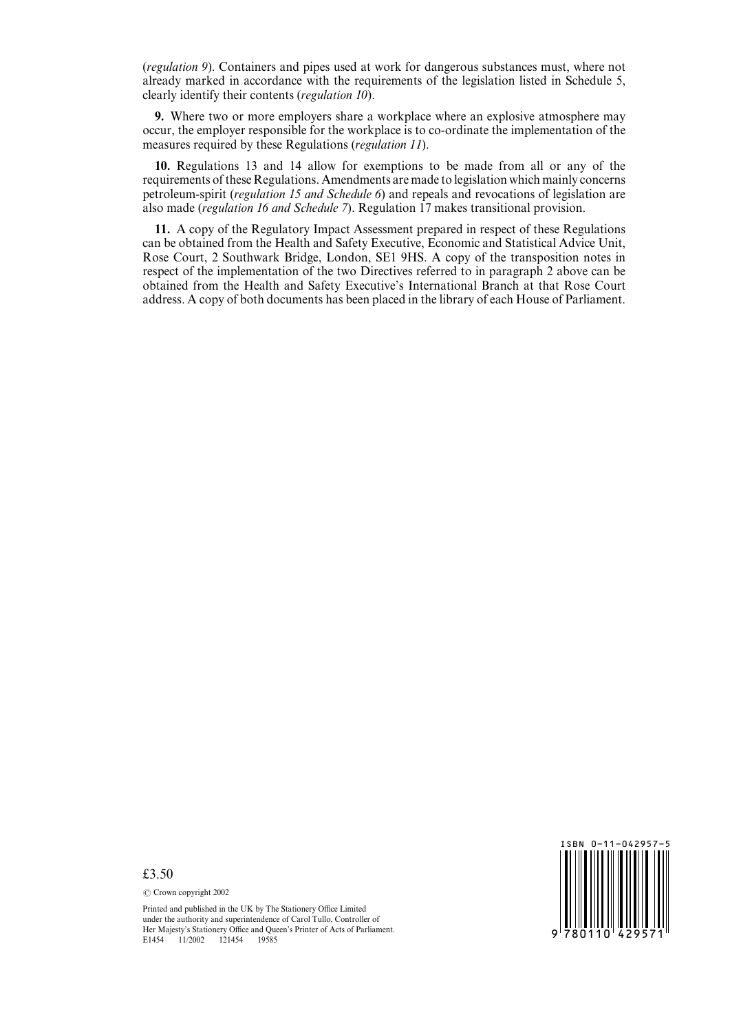(*regulation 9*). Containers and pipes used at work for dangerous substances must, where not already marked in accordance with the requirements of the legislation listed in Schedule 5, clearly identify their contents (*regulation 10*).

**9.** Where two or more employers share a workplace where an explosive atmosphere may occur, the employer responsible for the workplace is to co-ordinate the implementation of the measures required by these Regulations (*regulation 11*).

**10.** Regulations 13 and 14 allow for exemptions to be made from all or any of the requirements of these Regulations. Amendments are made to legislation which mainly concerns petroleum-spirit (*regulation 15 and Schedule 6*) and repeals and revocations of legislation are also made (*regulation 16 and Schedule 7*). Regulation 17 makes transitional provision.

**11.** A copy of the Regulatory Impact Assessment prepared in respect of these Regulations can be obtained from the Health and Safety Executive, Economic and Statistical Advice Unit, Rose Court, 2 Southwark Bridge, London, SE1 9HS. A copy of the transposition notes in respect of the implementation of the two Directives referred to in paragraph 2 above can be obtained from the Health and Safety Executive's International Branch at that Rose Court address. A copy of both documents has been placed in the library of each House of Parliament.

£3.50

© Crown copyright 2002

Printed and published in the UK by The Stationery Office Limited
under the authority and superintendence of Carol Tullo, Controller of
Her Majesty's Stationery Office and Queen's Printer of Acts of Parliament.
E1454 11/2002 121454 19585

ISBN 0-11-042957-5

9 780110 429571